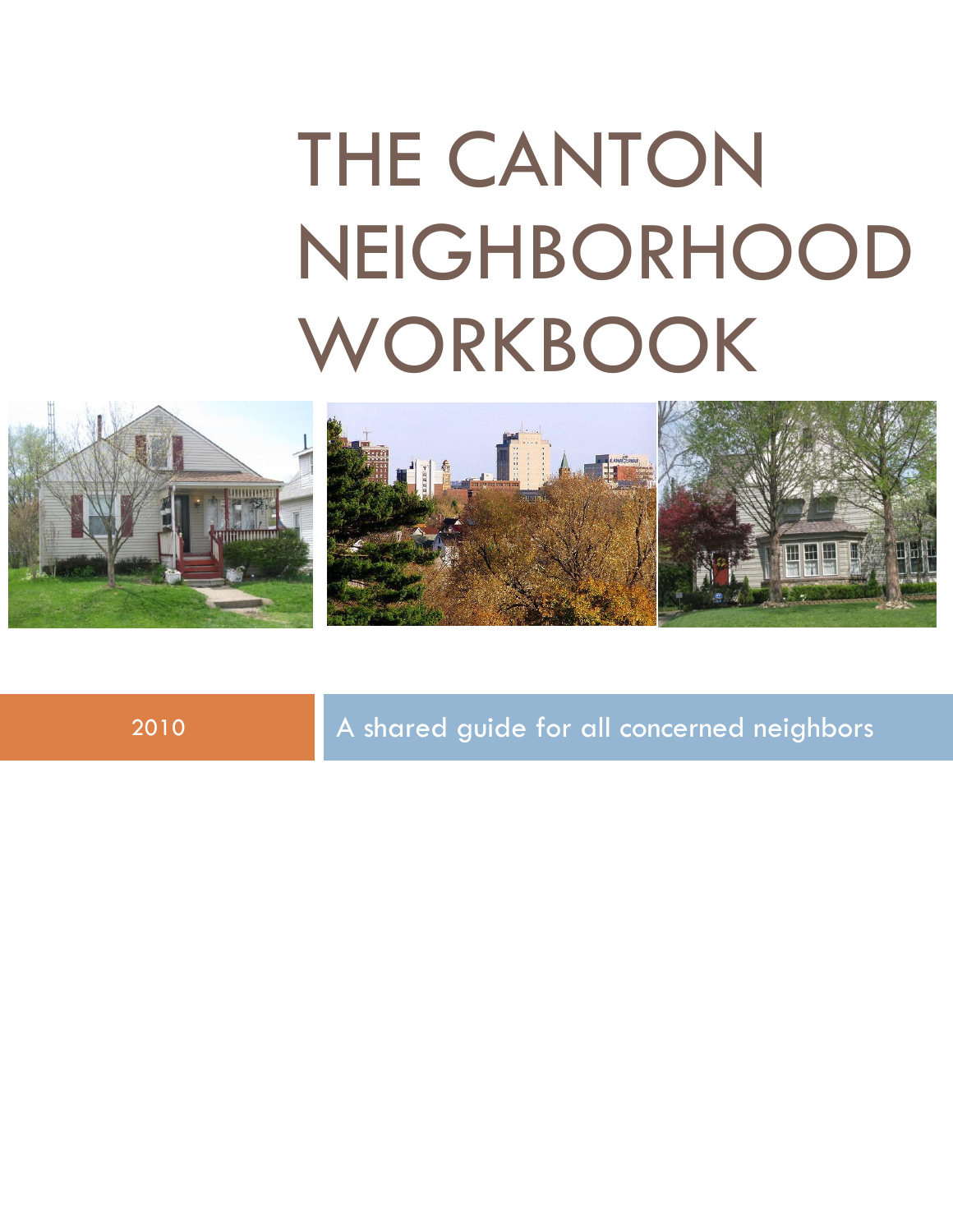# THE CANTON NEIGHBORHOOD WORKBOOK

2010

A shared guide for all concerned neighbors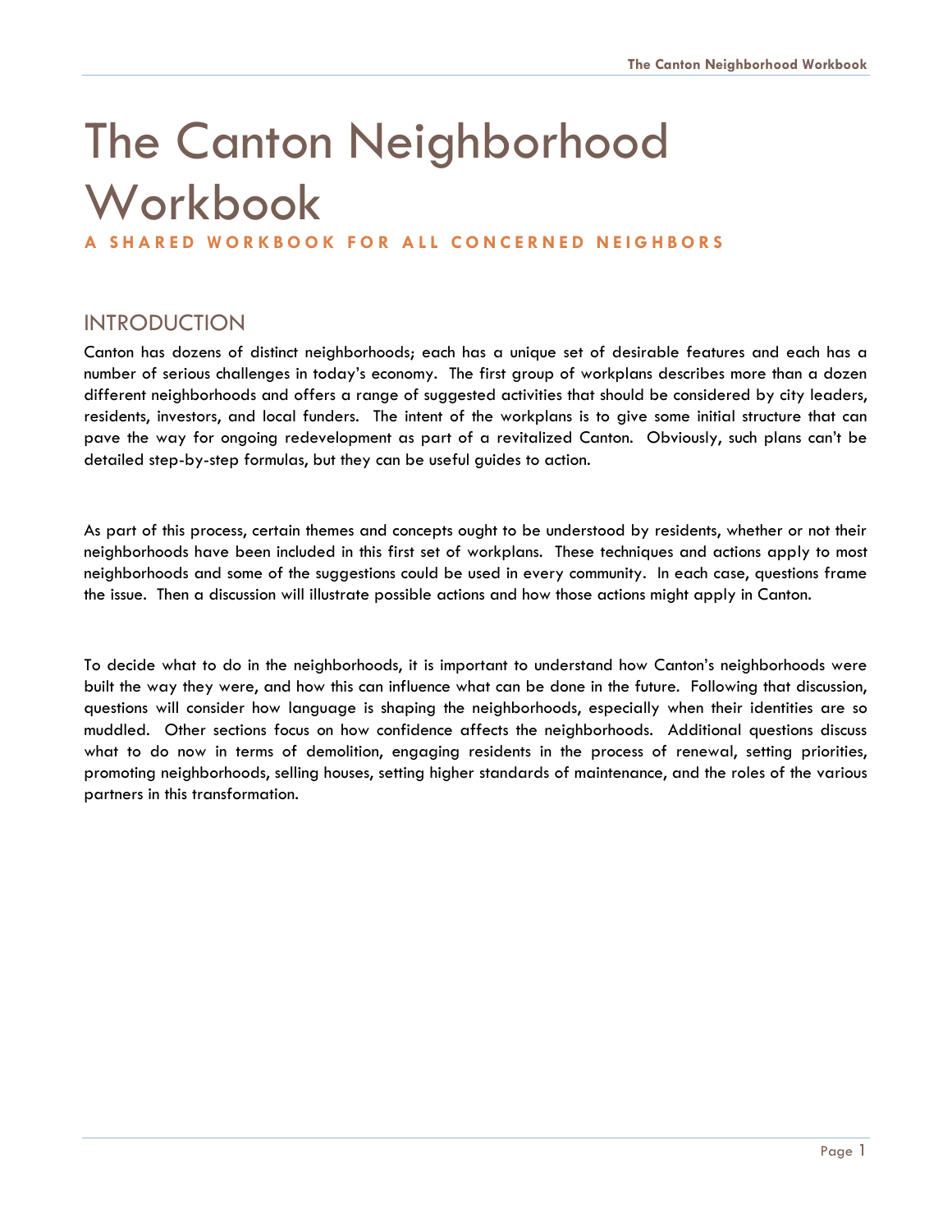# The Canton Neighborhood Workbook

**A SHARED WORKBOOK FOR ALL CONCERNED NEIGHBORS**

## INTRODUCTION

Canton has dozens of distinct neighborhoods; each has a unique set of desirable features and each has a number of serious challenges in today's economy. The first group of workplans describes more than a dozen different neighborhoods and offers a range of suggested activities that should be considered by city leaders, residents, investors, and local funders. The intent of the workplans is to give some initial structure that can pave the way for ongoing redevelopment as part of a revitalized Canton. Obviously, such plans can't be detailed step-by-step formulas, but they can be useful guides to action.

As part of this process, certain themes and concepts ought to be understood by residents, whether or not their neighborhoods have been included in this first set of workplans. These techniques and actions apply to most neighborhoods and some of the suggestions could be used in every community. In each case, questions frame the issue. Then a discussion will illustrate possible actions and how those actions might apply in Canton.

To decide what to do in the neighborhoods, it is important to understand how Canton's neighborhoods were built the way they were, and how this can influence what can be done in the future. Following that discussion, questions will consider how language is shaping the neighborhoods, especially when their identities are so muddled. Other sections focus on how confidence affects the neighborhoods. Additional questions discuss what to do now in terms of demolition, engaging residents in the process of renewal, setting priorities, promoting neighborhoods, selling houses, setting higher standards of maintenance, and the roles of the various partners in this transformation.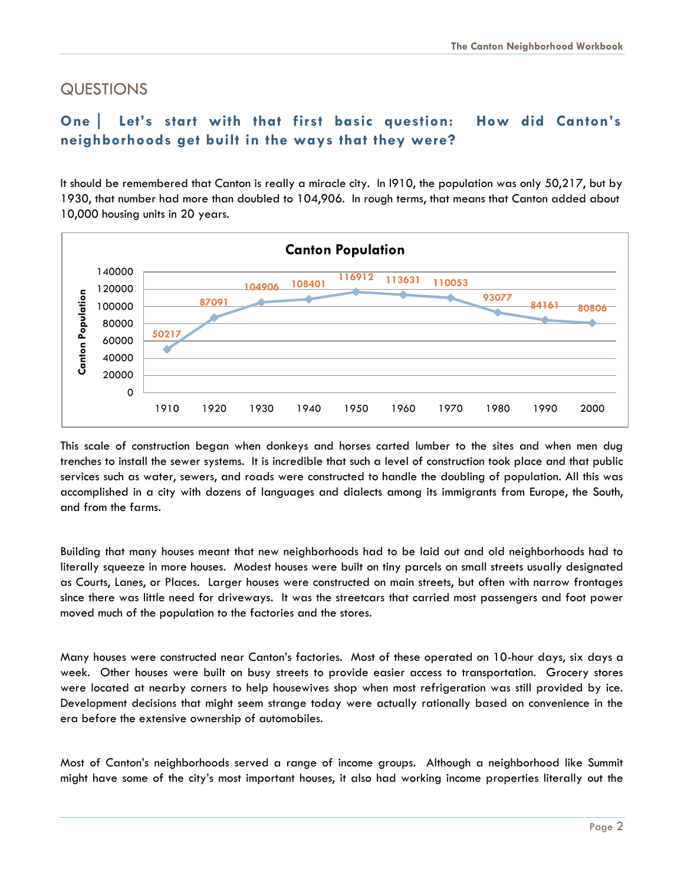## QUESTIONS

### One | Let's start with that first basic question: How did Canton's neighborhoods get built in the ways that they were?

It should be remembered that Canton is really a miracle city. In l910, the population was only 50,217, but by 1930, that number had more than doubled to 104,906. In rough terms, that means that Canton added about 10,000 housing units in 20 years.

**Canton Population**

| Year | Canton Population |
|---|---|
| 1910 | 50217 |
| 1920 | 87091 |
| 1930 | 104906 |
| 1940 | 108401 |
| 1950 | 116912 |
| 1960 | 113631 |
| 1970 | 110053 |
| 1980 | 93077 |
| 1990 | 84161 |
| 2000 | 80806 |

This scale of construction began when donkeys and horses carted lumber to the sites and when men dug trenches to install the sewer systems. It is incredible that such a level of construction took place and that public services such as water, sewers, and roads were constructed to handle the doubling of population. All this was accomplished in a city with dozens of languages and dialects among its immigrants from Europe, the South, and from the farms.

Building that many houses meant that new neighborhoods had to be laid out and old neighborhoods had to literally squeeze in more houses. Modest houses were built on tiny parcels on small streets usually designated as Courts, Lanes, or Places. Larger houses were constructed on main streets, but often with narrow frontages since there was little need for driveways. It was the streetcars that carried most passengers and foot power moved much of the population to the factories and the stores.

Many houses were constructed near Canton's factories. Most of these operated on 10-hour days, six days a week. Other houses were built on busy streets to provide easier access to transportation. Grocery stores were located at nearby corners to help housewives shop when most refrigeration was still provided by ice. Development decisions that might seem strange today were actually rationally based on convenience in the era before the extensive ownership of automobiles.

Most of Canton's neighborhoods served a range of income groups. Although a neighborhood like Summit might have some of the city's most important houses, it also had working income properties literally out the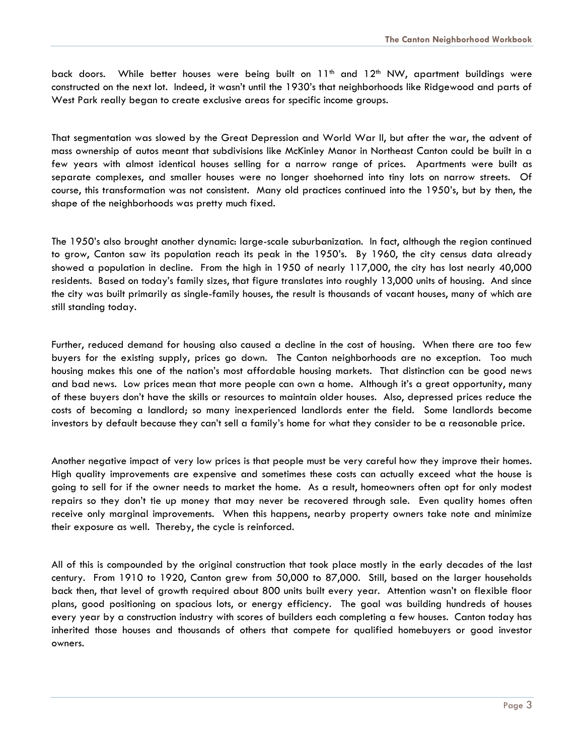back doors. While better houses were being built on 11th and 12th NW, apartment buildings were constructed on the next lot. Indeed, it wasn't until the 1930's that neighborhoods like Ridgewood and parts of West Park really began to create exclusive areas for specific income groups.

That segmentation was slowed by the Great Depression and World War II, but after the war, the advent of mass ownership of autos meant that subdivisions like McKinley Manor in Northeast Canton could be built in a few years with almost identical houses selling for a narrow range of prices. Apartments were built as separate complexes, and smaller houses were no longer shoehorned into tiny lots on narrow streets. Of course, this transformation was not consistent. Many old practices continued into the 1950's, but by then, the shape of the neighborhoods was pretty much fixed.

The 1950's also brought another dynamic: large-scale suburbanization. In fact, although the region continued to grow, Canton saw its population reach its peak in the 1950's. By 1960, the city census data already showed a population in decline. From the high in 1950 of nearly 117,000, the city has lost nearly 40,000 residents. Based on today's family sizes, that figure translates into roughly 13,000 units of housing. And since the city was built primarily as single-family houses, the result is thousands of vacant houses, many of which are still standing today.

Further, reduced demand for housing also caused a decline in the cost of housing. When there are too few buyers for the existing supply, prices go down. The Canton neighborhoods are no exception. Too much housing makes this one of the nation's most affordable housing markets. That distinction can be good news and bad news. Low prices mean that more people can own a home. Although it's a great opportunity, many of these buyers don't have the skills or resources to maintain older houses. Also, depressed prices reduce the costs of becoming a landlord; so many inexperienced landlords enter the field. Some landlords become investors by default because they can't sell a family's home for what they consider to be a reasonable price.

Another negative impact of very low prices is that people must be very careful how they improve their homes. High quality improvements are expensive and sometimes these costs can actually exceed what the house is going to sell for if the owner needs to market the home. As a result, homeowners often opt for only modest repairs so they don't tie up money that may never be recovered through sale. Even quality homes often receive only marginal improvements. When this happens, nearby property owners take note and minimize their exposure as well. Thereby, the cycle is reinforced.

All of this is compounded by the original construction that took place mostly in the early decades of the last century. From 1910 to 1920, Canton grew from 50,000 to 87,000. Still, based on the larger households back then, that level of growth required about 800 units built every year. Attention wasn't on flexible floor plans, good positioning on spacious lots, or energy efficiency. The goal was building hundreds of houses every year by a construction industry with scores of builders each completing a few houses. Canton today has inherited those houses and thousands of others that compete for qualified homebuyers or good investor owners.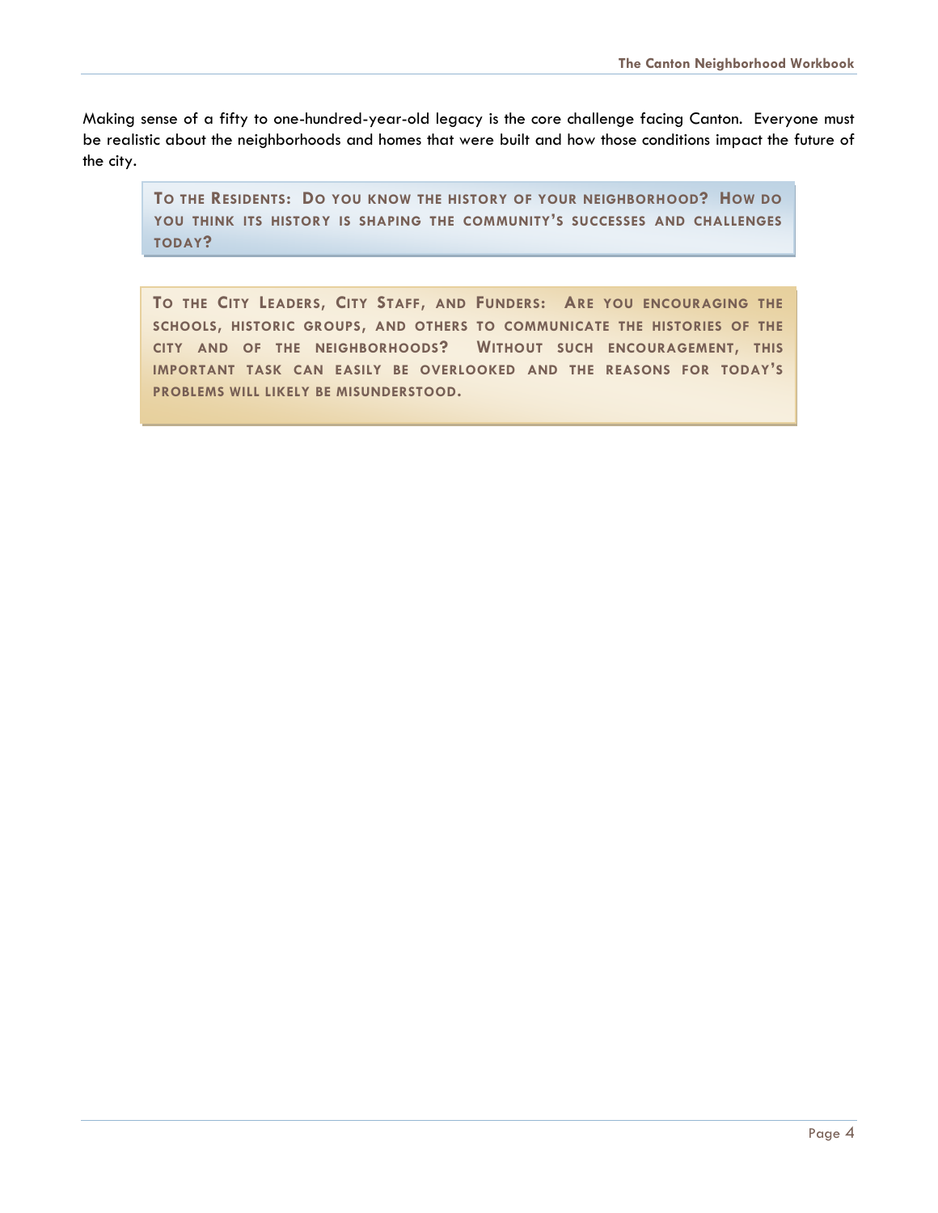Making sense of a fifty to one-hundred-year-old legacy is the core challenge facing Canton. Everyone must be realistic about the neighborhoods and homes that were built and how those conditions impact the future of the city.

> **TO THE RESIDENTS: DO YOU KNOW THE HISTORY OF YOUR NEIGHBORHOOD? HOW DO YOU THINK ITS HISTORY IS SHAPING THE COMMUNITY'S SUCCESSES AND CHALLENGES TODAY?**

> **TO THE CITY LEADERS, CITY STAFF, AND FUNDERS: ARE YOU ENCOURAGING THE SCHOOLS, HISTORIC GROUPS, AND OTHERS TO COMMUNICATE THE HISTORIES OF THE CITY AND OF THE NEIGHBORHOODS? WITHOUT SUCH ENCOURAGEMENT, THIS IMPORTANT TASK CAN EASILY BE OVERLOOKED AND THE REASONS FOR TODAY'S PROBLEMS WILL LIKELY BE MISUNDERSTOOD.**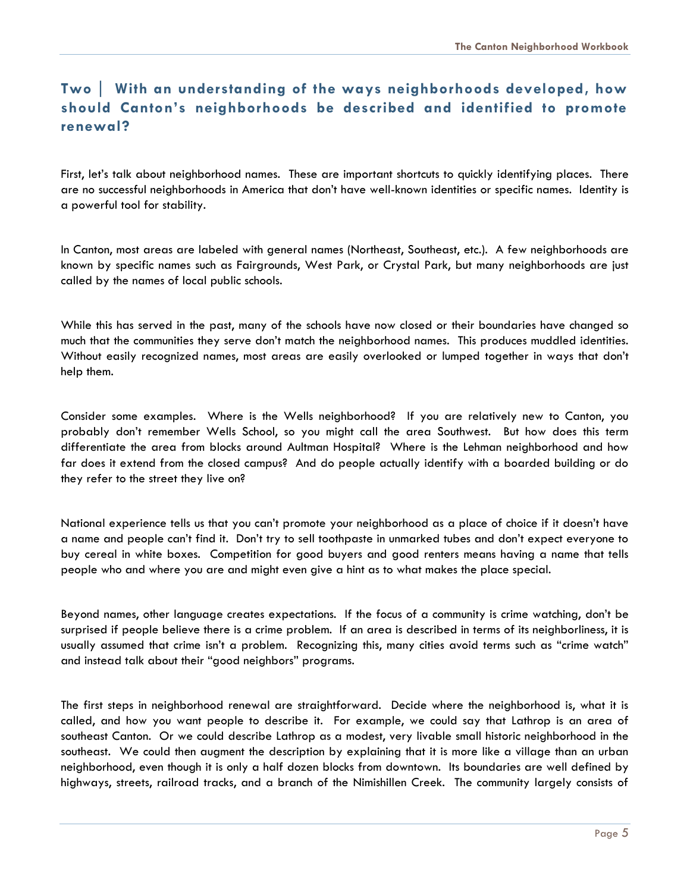## Two | With an understanding of the ways neighborhoods developed, how should Canton's neighborhoods be described and identified to promote renewal?

First, let's talk about neighborhood names. These are important shortcuts to quickly identifying places. There are no successful neighborhoods in America that don't have well-known identities or specific names. Identity is a powerful tool for stability.

In Canton, most areas are labeled with general names (Northeast, Southeast, etc.). A few neighborhoods are known by specific names such as Fairgrounds, West Park, or Crystal Park, but many neighborhoods are just called by the names of local public schools.

While this has served in the past, many of the schools have now closed or their boundaries have changed so much that the communities they serve don't match the neighborhood names. This produces muddled identities. Without easily recognized names, most areas are easily overlooked or lumped together in ways that don't help them.

Consider some examples. Where is the Wells neighborhood? If you are relatively new to Canton, you probably don't remember Wells School, so you might call the area Southwest. But how does this term differentiate the area from blocks around Aultman Hospital? Where is the Lehman neighborhood and how far does it extend from the closed campus? And do people actually identify with a boarded building or do they refer to the street they live on?

National experience tells us that you can't promote your neighborhood as a place of choice if it doesn't have a name and people can't find it. Don't try to sell toothpaste in unmarked tubes and don't expect everyone to buy cereal in white boxes. Competition for good buyers and good renters means having a name that tells people who and where you are and might even give a hint as to what makes the place special.

Beyond names, other language creates expectations. If the focus of a community is crime watching, don't be surprised if people believe there is a crime problem. If an area is described in terms of its neighborliness, it is usually assumed that crime isn't a problem. Recognizing this, many cities avoid terms such as "crime watch" and instead talk about their "good neighbors" programs.

The first steps in neighborhood renewal are straightforward. Decide where the neighborhood is, what it is called, and how you want people to describe it. For example, we could say that Lathrop is an area of southeast Canton. Or we could describe Lathrop as a modest, very livable small historic neighborhood in the southeast. We could then augment the description by explaining that it is more like a village than an urban neighborhood, even though it is only a half dozen blocks from downtown. Its boundaries are well defined by highways, streets, railroad tracks, and a branch of the Nimishillen Creek. The community largely consists of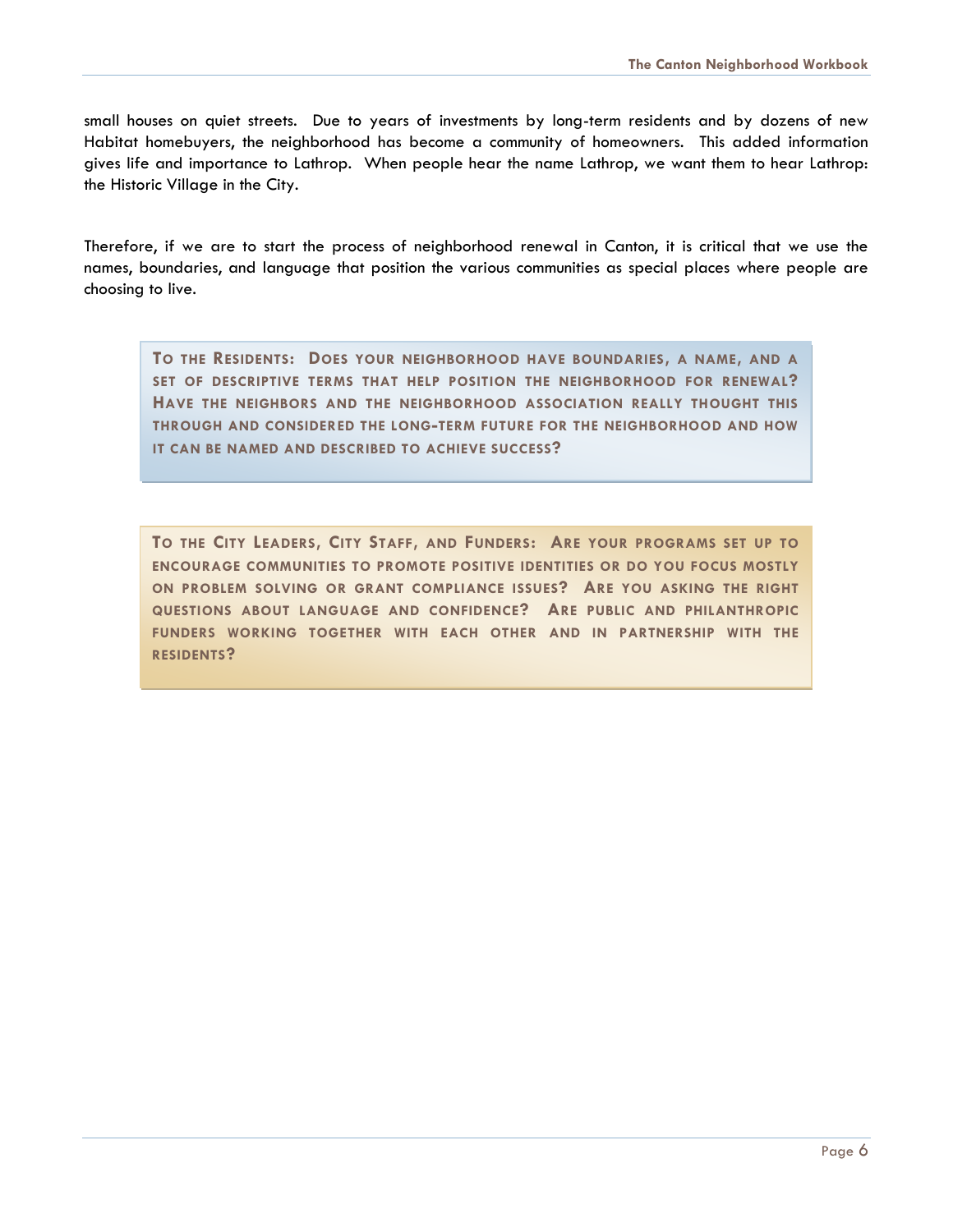small houses on quiet streets. Due to years of investments by long-term residents and by dozens of new Habitat homebuyers, the neighborhood has become a community of homeowners. This added information gives life and importance to Lathrop. When people hear the name Lathrop, we want them to hear Lathrop: the Historic Village in the City.

Therefore, if we are to start the process of neighborhood renewal in Canton, it is critical that we use the names, boundaries, and language that position the various communities as special places where people are choosing to live.

> **TO THE RESIDENTS: DOES YOUR NEIGHBORHOOD HAVE BOUNDARIES, A NAME, AND A SET OF DESCRIPTIVE TERMS THAT HELP POSITION THE NEIGHBORHOOD FOR RENEWAL? HAVE THE NEIGHBORS AND THE NEIGHBORHOOD ASSOCIATION REALLY THOUGHT THIS THROUGH AND CONSIDERED THE LONG-TERM FUTURE FOR THE NEIGHBORHOOD AND HOW IT CAN BE NAMED AND DESCRIBED TO ACHIEVE SUCCESS?**

> **TO THE CITY LEADERS, CITY STAFF, AND FUNDERS: ARE YOUR PROGRAMS SET UP TO ENCOURAGE COMMUNITIES TO PROMOTE POSITIVE IDENTITIES OR DO YOU FOCUS MOSTLY ON PROBLEM SOLVING OR GRANT COMPLIANCE ISSUES? ARE YOU ASKING THE RIGHT QUESTIONS ABOUT LANGUAGE AND CONFIDENCE? ARE PUBLIC AND PHILANTHROPIC FUNDERS WORKING TOGETHER WITH EACH OTHER AND IN PARTNERSHIP WITH THE RESIDENTS?**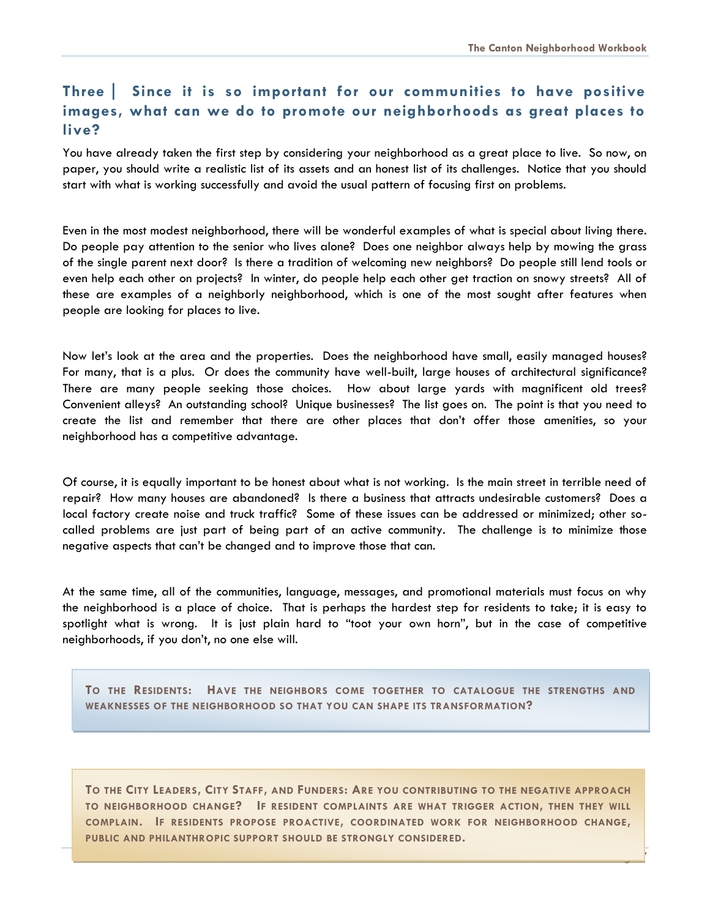## Three | Since it is so important for our communities to have positive images, what can we do to promote our neighborhoods as great places to live?

You have already taken the first step by considering your neighborhood as a great place to live. So now, on paper, you should write a realistic list of its assets and an honest list of its challenges. Notice that you should start with what is working successfully and avoid the usual pattern of focusing first on problems.

Even in the most modest neighborhood, there will be wonderful examples of what is special about living there. Do people pay attention to the senior who lives alone? Does one neighbor always help by mowing the grass of the single parent next door? Is there a tradition of welcoming new neighbors? Do people still lend tools or even help each other on projects? In winter, do people help each other get traction on snowy streets? All of these are examples of a neighborly neighborhood, which is one of the most sought after features when people are looking for places to live.

Now let's look at the area and the properties. Does the neighborhood have small, easily managed houses? For many, that is a plus. Or does the community have well-built, large houses of architectural significance? There are many people seeking those choices. How about large yards with magnificent old trees? Convenient alleys? An outstanding school? Unique businesses? The list goes on. The point is that you need to create the list and remember that there are other places that don't offer those amenities, so your neighborhood has a competitive advantage.

Of course, it is equally important to be honest about what is not working. Is the main street in terrible need of repair? How many houses are abandoned? Is there a business that attracts undesirable customers? Does a local factory create noise and truck traffic? Some of these issues can be addressed or minimized; other so-called problems are just part of being part of an active community. The challenge is to minimize those negative aspects that can't be changed and to improve those that can.

At the same time, all of the communities, language, messages, and promotional materials must focus on why the neighborhood is a place of choice. That is perhaps the hardest step for residents to take; it is easy to spotlight what is wrong. It is just plain hard to "toot your own horn", but in the case of competitive neighborhoods, if you don't, no one else will.

**TO THE RESIDENTS: HAVE THE NEIGHBORS COME TOGETHER TO CATALOGUE THE STRENGTHS AND WEAKNESSES OF THE NEIGHBORHOOD SO THAT YOU CAN SHAPE ITS TRANSFORMATION?**

**TO THE CITY LEADERS, CITY STAFF, AND FUNDERS: ARE YOU CONTRIBUTING TO THE NEGATIVE APPROACH TO NEIGHBORHOOD CHANGE? IF RESIDENT COMPLAINTS ARE WHAT TRIGGER ACTION, THEN THEY WILL COMPLAIN. IF RESIDENTS PROPOSE PROACTIVE, COORDINATED WORK FOR NEIGHBORHOOD CHANGE, PUBLIC AND PHILANTHROPIC SUPPORT SHOULD BE STRONGLY CONSIDERED.**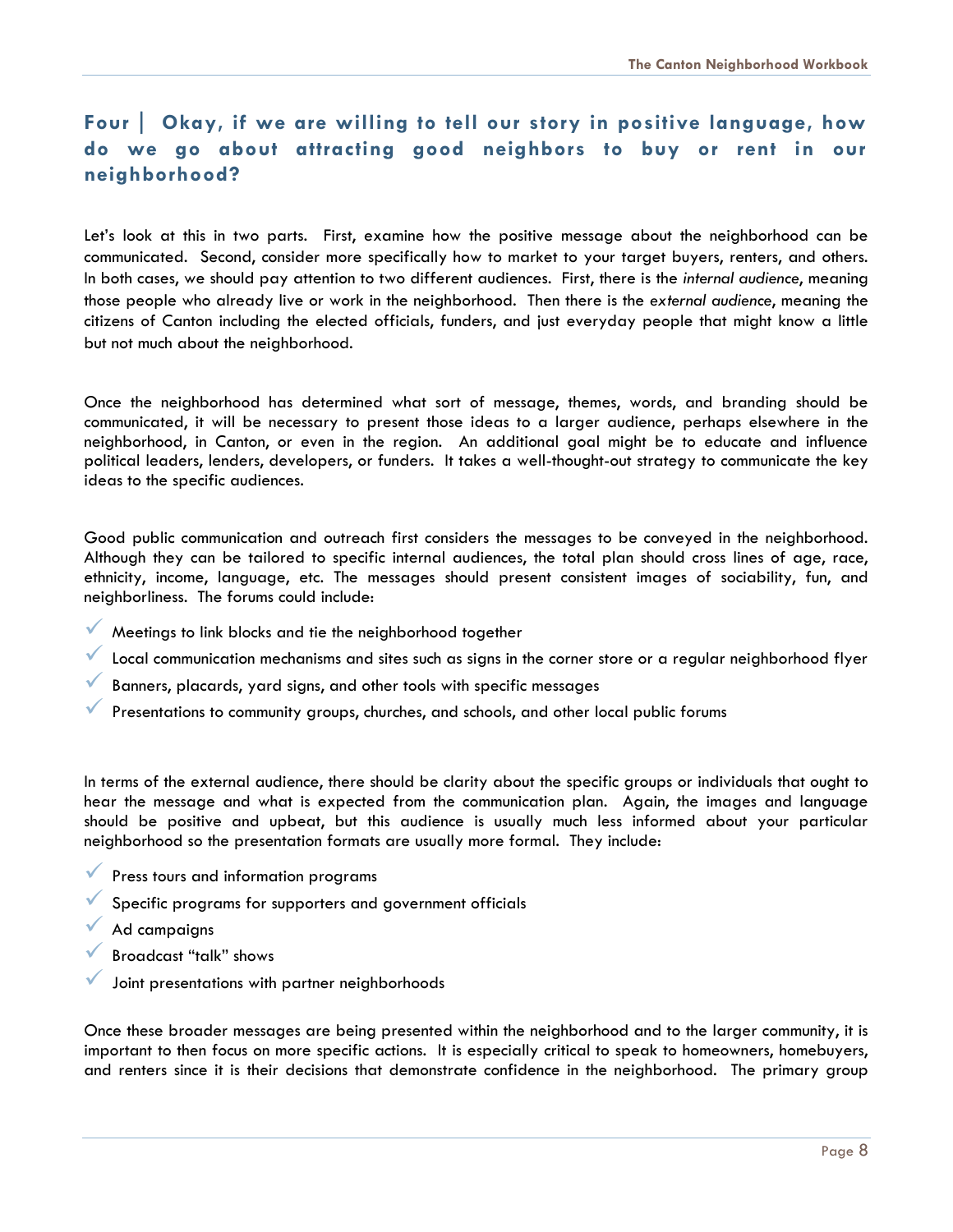## Four | Okay, if we are willing to tell our story in positive language, how do we go about attracting good neighbors to buy or rent in our neighborhood?

Let's look at this in two parts. First, examine how the positive message about the neighborhood can be communicated. Second, consider more specifically how to market to your target buyers, renters, and others. In both cases, we should pay attention to two different audiences. First, there is the *internal audience*, meaning those people who already live or work in the neighborhood. Then there is the *external audience*, meaning the citizens of Canton including the elected officials, funders, and just everyday people that might know a little but not much about the neighborhood.

Once the neighborhood has determined what sort of message, themes, words, and branding should be communicated, it will be necessary to present those ideas to a larger audience, perhaps elsewhere in the neighborhood, in Canton, or even in the region. An additional goal might be to educate and influence political leaders, lenders, developers, or funders. It takes a well-thought-out strategy to communicate the key ideas to the specific audiences.

Good public communication and outreach first considers the messages to be conveyed in the neighborhood. Although they can be tailored to specific internal audiences, the total plan should cross lines of age, race, ethnicity, income, language, etc. The messages should present consistent images of sociability, fun, and neighborliness. The forums could include:

- ✓ Meetings to link blocks and tie the neighborhood together
- ✓ Local communication mechanisms and sites such as signs in the corner store or a regular neighborhood flyer
- ✓ Banners, placards, yard signs, and other tools with specific messages
- ✓ Presentations to community groups, churches, and schools, and other local public forums

In terms of the external audience, there should be clarity about the specific groups or individuals that ought to hear the message and what is expected from the communication plan. Again, the images and language should be positive and upbeat, but this audience is usually much less informed about your particular neighborhood so the presentation formats are usually more formal. They include:

- ✓ Press tours and information programs
- ✓ Specific programs for supporters and government officials
- ✓ Ad campaigns
- ✓ Broadcast "talk" shows
- ✓ Joint presentations with partner neighborhoods

Once these broader messages are being presented within the neighborhood and to the larger community, it is important to then focus on more specific actions. It is especially critical to speak to homeowners, homebuyers, and renters since it is their decisions that demonstrate confidence in the neighborhood. The primary group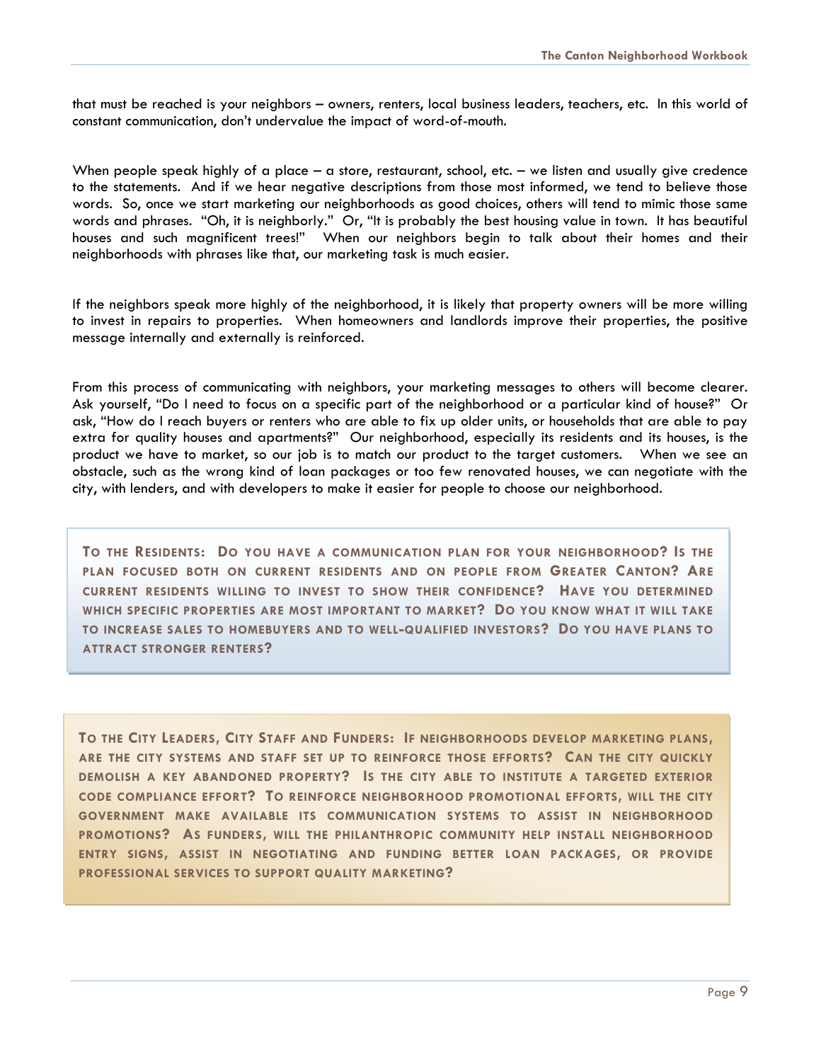that must be reached is your neighbors – owners, renters, local business leaders, teachers, etc. In this world of constant communication, don't undervalue the impact of word-of-mouth.

When people speak highly of a place – a store, restaurant, school, etc. – we listen and usually give credence to the statements. And if we hear negative descriptions from those most informed, we tend to believe those words. So, once we start marketing our neighborhoods as good choices, others will tend to mimic those same words and phrases. "Oh, it is neighborly." Or, "It is probably the best housing value in town. It has beautiful houses and such magnificent trees!" When our neighbors begin to talk about their homes and their neighborhoods with phrases like that, our marketing task is much easier.

If the neighbors speak more highly of the neighborhood, it is likely that property owners will be more willing to invest in repairs to properties. When homeowners and landlords improve their properties, the positive message internally and externally is reinforced.

From this process of communicating with neighbors, your marketing messages to others will become clearer. Ask yourself, "Do I need to focus on a specific part of the neighborhood or a particular kind of house?" Or ask, "How do I reach buyers or renters who are able to fix up older units, or households that are able to pay extra for quality houses and apartments?" Our neighborhood, especially its residents and its houses, is the product we have to market, so our job is to match our product to the target customers. When we see an obstacle, such as the wrong kind of loan packages or too few renovated houses, we can negotiate with the city, with lenders, and with developers to make it easier for people to choose our neighborhood.

**To the Residents: Do you have a communication plan for your neighborhood? Is the plan focused both on current residents and on people from Greater Canton? Are current residents willing to invest to show their confidence? Have you determined which specific properties are most important to market? Do you know what it will take to increase sales to homebuyers and to well-qualified investors? Do you have plans to attract stronger renters?**

**To the City Leaders, City Staff and Funders: If neighborhoods develop marketing plans, are the city systems and staff set up to reinforce those efforts? Can the city quickly demolish a key abandoned property? Is the city able to institute a targeted exterior code compliance effort? To reinforce neighborhood promotional efforts, will the city government make available its communication systems to assist in neighborhood promotions? As funders, will the philanthropic community help install neighborhood entry signs, assist in negotiating and funding better loan packages, or provide professional services to support quality marketing?**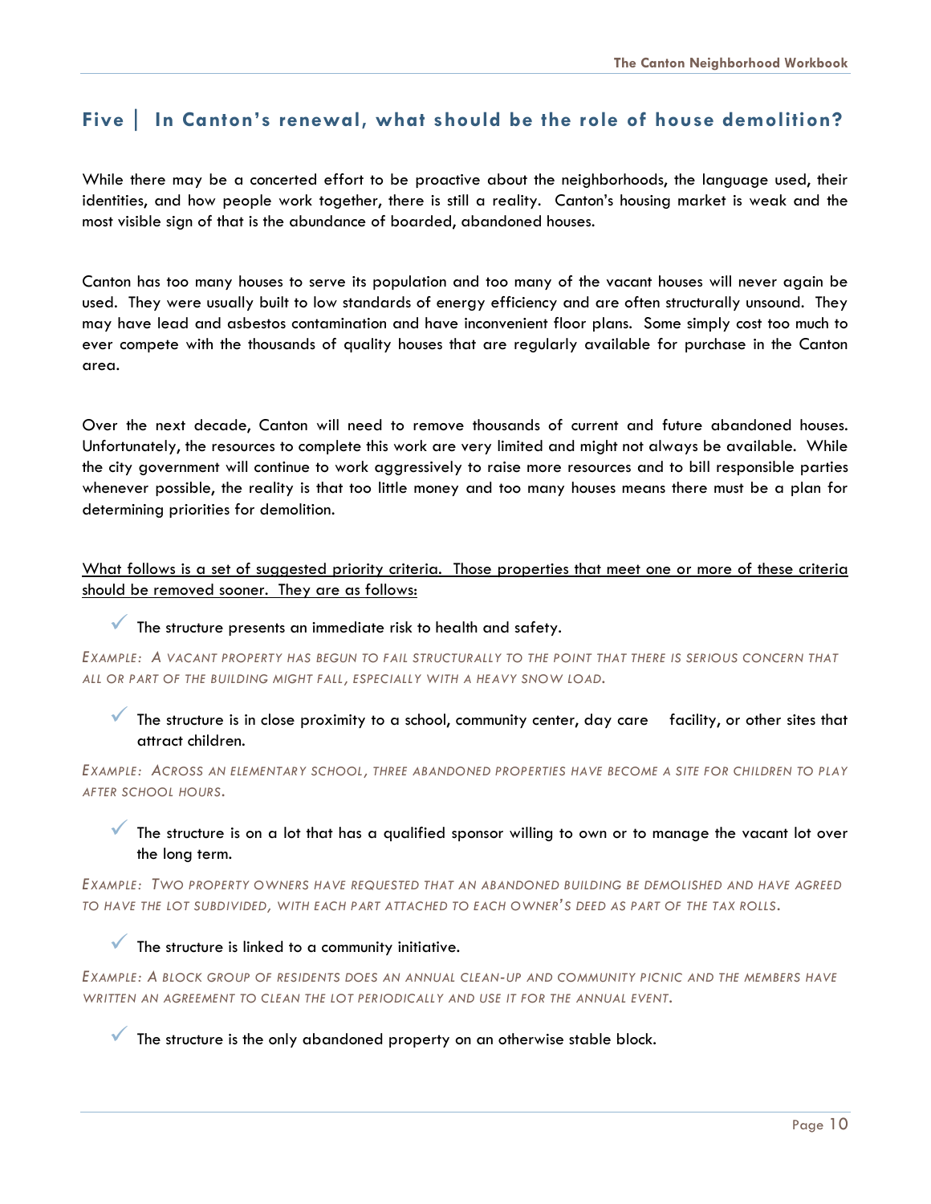## Five | In Canton's renewal, what should be the role of house demolition?

While there may be a concerted effort to be proactive about the neighborhoods, the language used, their identities, and how people work together, there is still a reality. Canton's housing market is weak and the most visible sign of that is the abundance of boarded, abandoned houses.

Canton has too many houses to serve its population and too many of the vacant houses will never again be used. They were usually built to low standards of energy efficiency and are often structurally unsound. They may have lead and asbestos contamination and have inconvenient floor plans. Some simply cost too much to ever compete with the thousands of quality houses that are regularly available for purchase in the Canton area.

Over the next decade, Canton will need to remove thousands of current and future abandoned houses. Unfortunately, the resources to complete this work are very limited and might not always be available. While the city government will continue to work aggressively to raise more resources and to bill responsible parties whenever possible, the reality is that too little money and too many houses means there must be a plan for determining priorities for demolition.

<u>What follows is a set of suggested priority criteria. Those properties that meet one or more of these criteria should be removed sooner. They are as follows:</u>

- ✓ The structure presents an immediate risk to health and safety.

*EXAMPLE: A VACANT PROPERTY HAS BEGUN TO FAIL STRUCTURALLY TO THE POINT THAT THERE IS SERIOUS CONCERN THAT ALL OR PART OF THE BUILDING MIGHT FALL, ESPECIALLY WITH A HEAVY SNOW LOAD.*

- ✓ The structure is in close proximity to a school, community center, day care facility, or other sites that attract children.

*EXAMPLE: ACROSS AN ELEMENTARY SCHOOL, THREE ABANDONED PROPERTIES HAVE BECOME A SITE FOR CHILDREN TO PLAY AFTER SCHOOL HOURS.*

- ✓ The structure is on a lot that has a qualified sponsor willing to own or to manage the vacant lot over the long term.

*EXAMPLE: TWO PROPERTY OWNERS HAVE REQUESTED THAT AN ABANDONED BUILDING BE DEMOLISHED AND HAVE AGREED TO HAVE THE LOT SUBDIVIDED, WITH EACH PART ATTACHED TO EACH OWNER'S DEED AS PART OF THE TAX ROLLS.*

- ✓ The structure is linked to a community initiative.

*EXAMPLE: A BLOCK GROUP OF RESIDENTS DOES AN ANNUAL CLEAN-UP AND COMMUNITY PICNIC AND THE MEMBERS HAVE WRITTEN AN AGREEMENT TO CLEAN THE LOT PERIODICALLY AND USE IT FOR THE ANNUAL EVENT.*

- ✓ The structure is the only abandoned property on an otherwise stable block.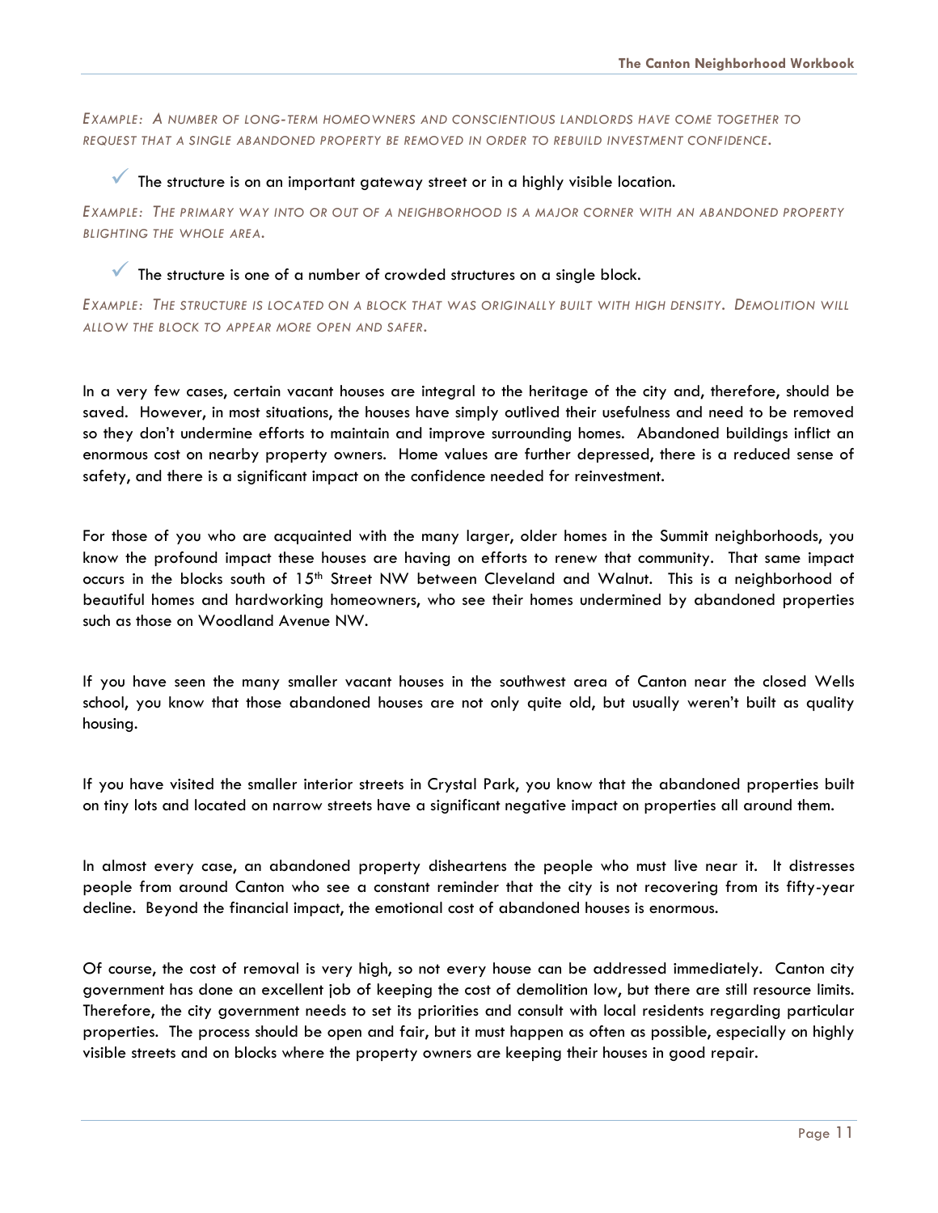*EXAMPLE: A NUMBER OF LONG-TERM HOMEOWNERS AND CONSCIENTIOUS LANDLORDS HAVE COME TOGETHER TO REQUEST THAT A SINGLE ABANDONED PROPERTY BE REMOVED IN ORDER TO REBUILD INVESTMENT CONFIDENCE.*

- ✓ The structure is on an important gateway street or in a highly visible location.

*EXAMPLE: THE PRIMARY WAY INTO OR OUT OF A NEIGHBORHOOD IS A MAJOR CORNER WITH AN ABANDONED PROPERTY BLIGHTING THE WHOLE AREA.*

- ✓ The structure is one of a number of crowded structures on a single block.

*EXAMPLE: THE STRUCTURE IS LOCATED ON A BLOCK THAT WAS ORIGINALLY BUILT WITH HIGH DENSITY. DEMOLITION WILL ALLOW THE BLOCK TO APPEAR MORE OPEN AND SAFER.*

In a very few cases, certain vacant houses are integral to the heritage of the city and, therefore, should be saved. However, in most situations, the houses have simply outlived their usefulness and need to be removed so they don't undermine efforts to maintain and improve surrounding homes. Abandoned buildings inflict an enormous cost on nearby property owners. Home values are further depressed, there is a reduced sense of safety, and there is a significant impact on the confidence needed for reinvestment.

For those of you who are acquainted with the many larger, older homes in the Summit neighborhoods, you know the profound impact these houses are having on efforts to renew that community. That same impact occurs in the blocks south of 15th Street NW between Cleveland and Walnut. This is a neighborhood of beautiful homes and hardworking homeowners, who see their homes undermined by abandoned properties such as those on Woodland Avenue NW.

If you have seen the many smaller vacant houses in the southwest area of Canton near the closed Wells school, you know that those abandoned houses are not only quite old, but usually weren't built as quality housing.

If you have visited the smaller interior streets in Crystal Park, you know that the abandoned properties built on tiny lots and located on narrow streets have a significant negative impact on properties all around them.

In almost every case, an abandoned property disheartens the people who must live near it. It distresses people from around Canton who see a constant reminder that the city is not recovering from its fifty-year decline. Beyond the financial impact, the emotional cost of abandoned houses is enormous.

Of course, the cost of removal is very high, so not every house can be addressed immediately. Canton city government has done an excellent job of keeping the cost of demolition low, but there are still resource limits. Therefore, the city government needs to set its priorities and consult with local residents regarding particular properties. The process should be open and fair, but it must happen as often as possible, especially on highly visible streets and on blocks where the property owners are keeping their houses in good repair.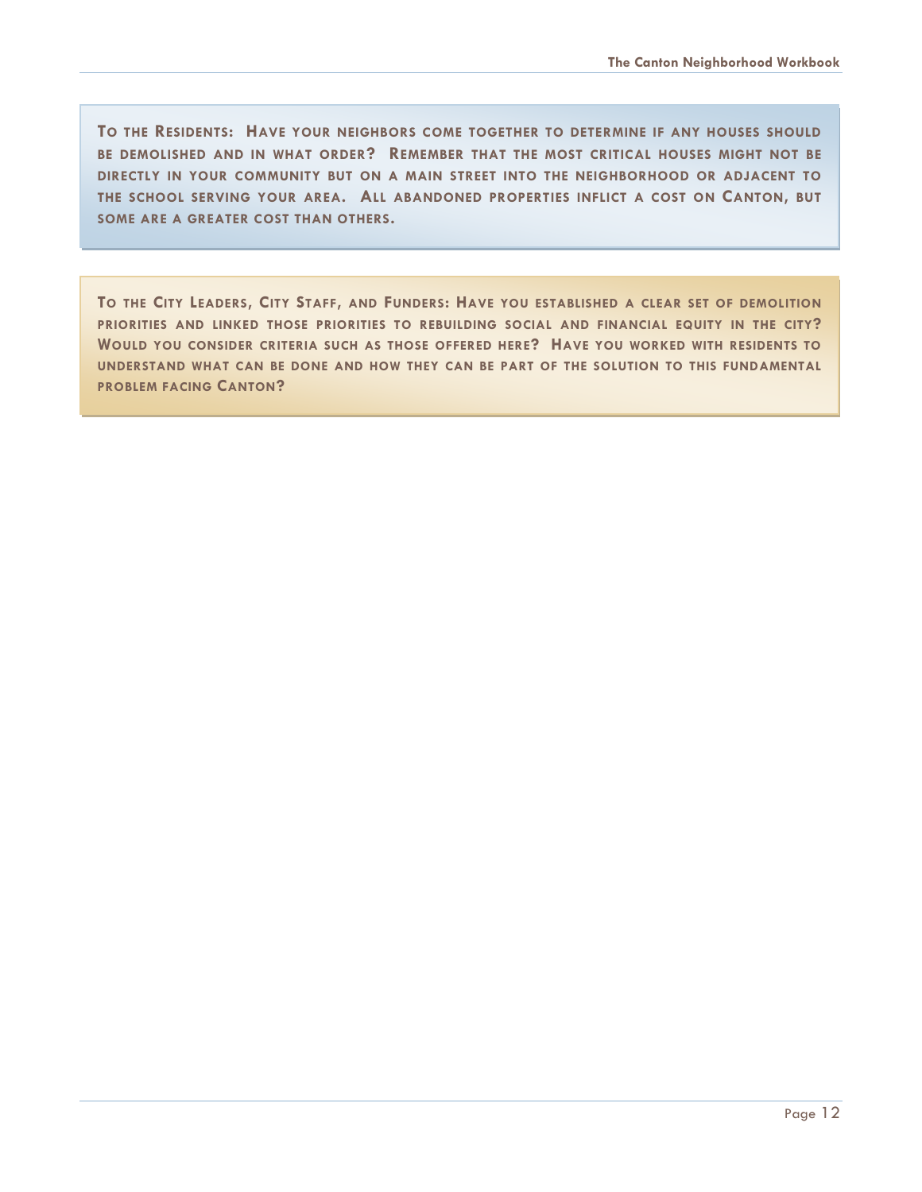**TO THE RESIDENTS: HAVE YOUR NEIGHBORS COME TOGETHER TO DETERMINE IF ANY HOUSES SHOULD BE DEMOLISHED AND IN WHAT ORDER? REMEMBER THAT THE MOST CRITICAL HOUSES MIGHT NOT BE DIRECTLY IN YOUR COMMUNITY BUT ON A MAIN STREET INTO THE NEIGHBORHOOD OR ADJACENT TO THE SCHOOL SERVING YOUR AREA. ALL ABANDONED PROPERTIES INFLICT A COST ON CANTON, BUT SOME ARE A GREATER COST THAN OTHERS.**

**TO THE CITY LEADERS, CITY STAFF, AND FUNDERS: HAVE YOU ESTABLISHED A CLEAR SET OF DEMOLITION PRIORITIES AND LINKED THOSE PRIORITIES TO REBUILDING SOCIAL AND FINANCIAL EQUITY IN THE CITY? WOULD YOU CONSIDER CRITERIA SUCH AS THOSE OFFERED HERE? HAVE YOU WORKED WITH RESIDENTS TO UNDERSTAND WHAT CAN BE DONE AND HOW THEY CAN BE PART OF THE SOLUTION TO THIS FUNDAMENTAL PROBLEM FACING CANTON?**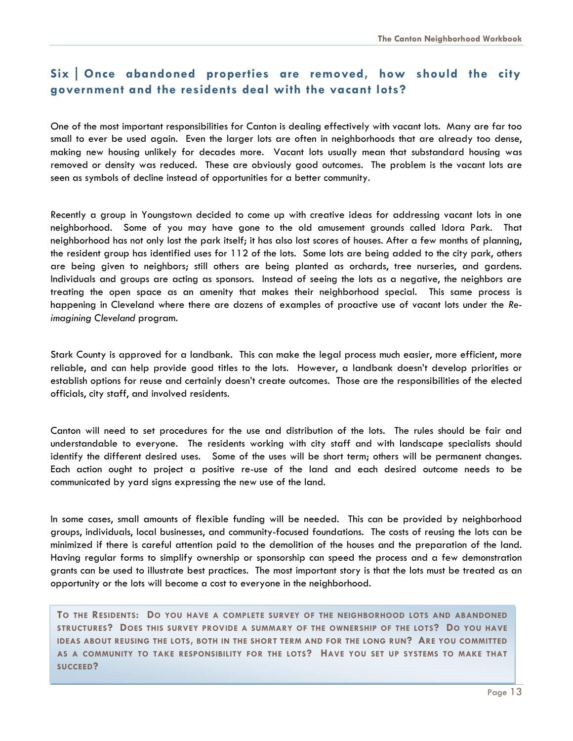## Six | Once abandoned properties are removed, how should the city government and the residents deal with the vacant lots?

One of the most important responsibilities for Canton is dealing effectively with vacant lots. Many are far too small to ever be used again. Even the larger lots are often in neighborhoods that are already too dense, making new housing unlikely for decades more. Vacant lots usually mean that substandard housing was removed or density was reduced. These are obviously good outcomes. The problem is the vacant lots are seen as symbols of decline instead of opportunities for a better community.

Recently a group in Youngstown decided to come up with creative ideas for addressing vacant lots in one neighborhood. Some of you may have gone to the old amusement grounds called Idora Park. That neighborhood has not only lost the park itself; it has also lost scores of houses. After a few months of planning, the resident group has identified uses for 112 of the lots. Some lots are being added to the city park, others are being given to neighbors; still others are being planted as orchards, tree nurseries, and gardens. Individuals and groups are acting as sponsors. Instead of seeing the lots as a negative, the neighbors are treating the open space as an amenity that makes their neighborhood special. This same process is happening in Cleveland where there are dozens of examples of proactive use of vacant lots under the *Re-imagining Cleveland* program.

Stark County is approved for a landbank. This can make the legal process much easier, more efficient, more reliable, and can help provide good titles to the lots. However, a landbank doesn't develop priorities or establish options for reuse and certainly doesn't create outcomes. Those are the responsibilities of the elected officials, city staff, and involved residents.

Canton will need to set procedures for the use and distribution of the lots. The rules should be fair and understandable to everyone. The residents working with city staff and with landscape specialists should identify the different desired uses. Some of the uses will be short term; others will be permanent changes. Each action ought to project a positive re-use of the land and each desired outcome needs to be communicated by yard signs expressing the new use of the land.

In some cases, small amounts of flexible funding will be needed. This can be provided by neighborhood groups, individuals, local businesses, and community-focused foundations. The costs of reusing the lots can be minimized if there is careful attention paid to the demolition of the houses and the preparation of the land. Having regular forms to simplify ownership or sponsorship can speed the process and a few demonstration grants can be used to illustrate best practices. The most important story is that the lots must be treated as an opportunity or the lots will become a cost to everyone in the neighborhood.

> **To the Residents: Do you have a complete survey of the neighborhood lots and abandoned structures? Does this survey provide a summary of the ownership of the lots? Do you have ideas about reusing the lots, both in the short term and for the long run? Are you committed as a community to take responsibility for the lots? Have you set up systems to make that succeed?**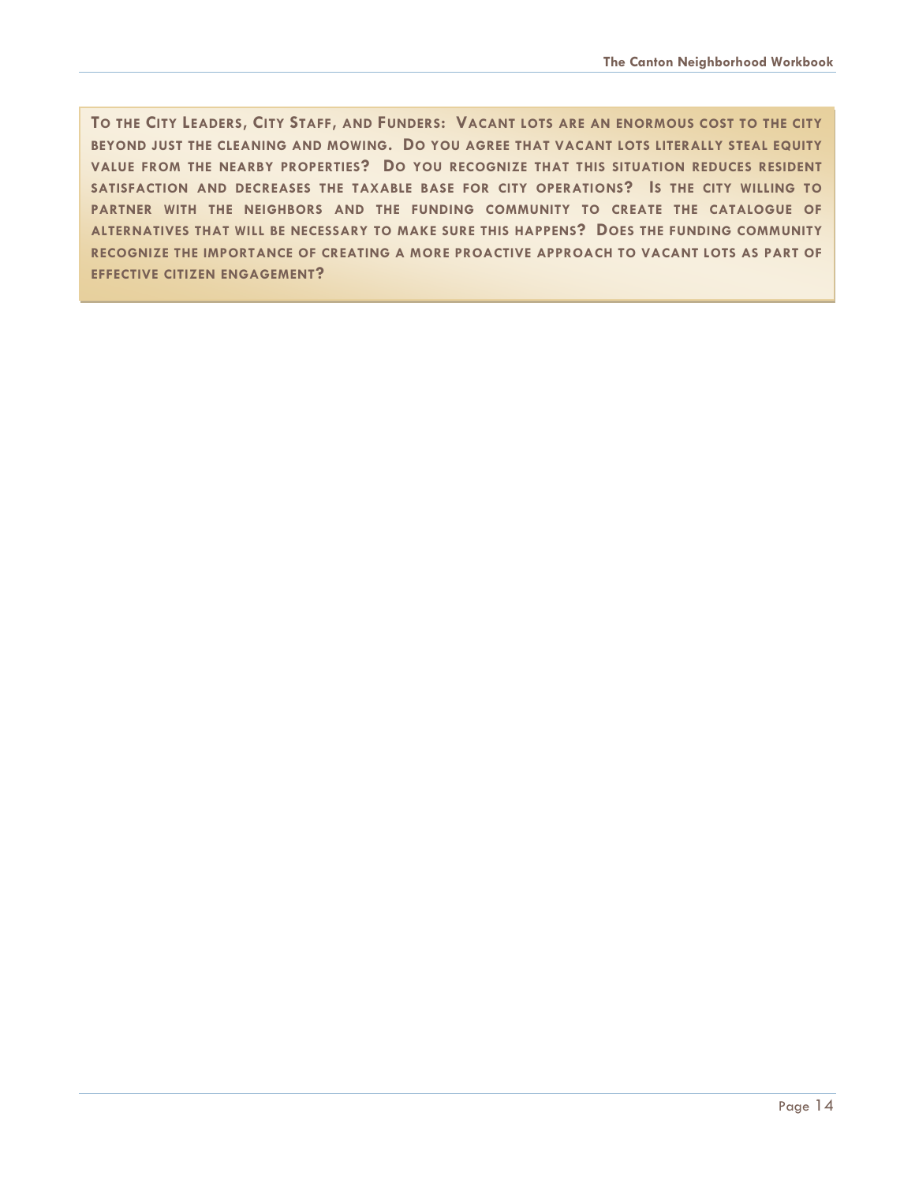**TO THE CITY LEADERS, CITY STAFF, AND FUNDERS: VACANT LOTS ARE AN ENORMOUS COST TO THE CITY BEYOND JUST THE CLEANING AND MOWING. DO YOU AGREE THAT VACANT LOTS LITERALLY STEAL EQUITY VALUE FROM THE NEARBY PROPERTIES? DO YOU RECOGNIZE THAT THIS SITUATION REDUCES RESIDENT SATISFACTION AND DECREASES THE TAXABLE BASE FOR CITY OPERATIONS? IS THE CITY WILLING TO PARTNER WITH THE NEIGHBORS AND THE FUNDING COMMUNITY TO CREATE THE CATALOGUE OF ALTERNATIVES THAT WILL BE NECESSARY TO MAKE SURE THIS HAPPENS? DOES THE FUNDING COMMUNITY RECOGNIZE THE IMPORTANCE OF CREATING A MORE PROACTIVE APPROACH TO VACANT LOTS AS PART OF EFFECTIVE CITIZEN ENGAGEMENT?**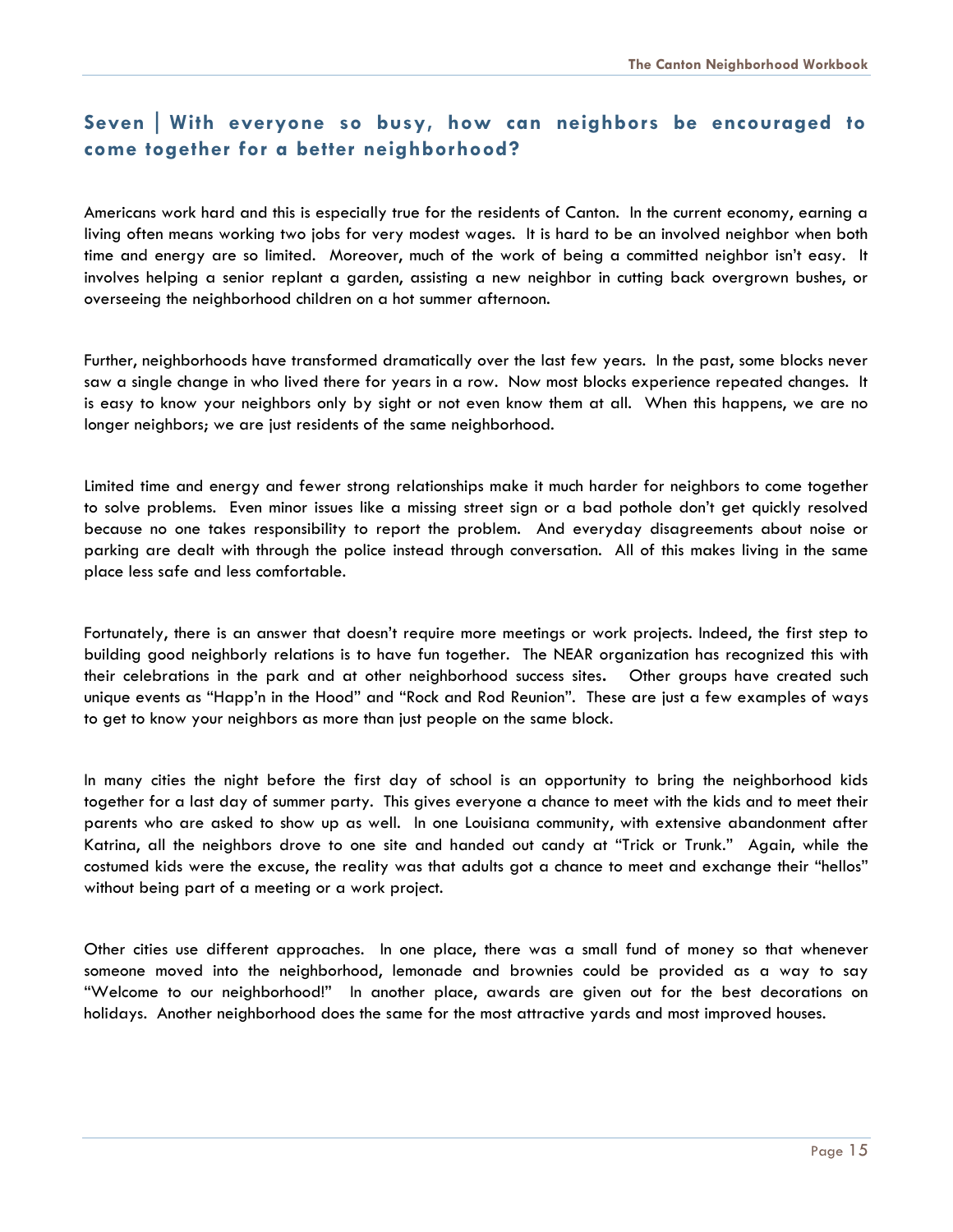## Seven | With everyone so busy, how can neighbors be encouraged to come together for a better neighborhood?

Americans work hard and this is especially true for the residents of Canton. In the current economy, earning a living often means working two jobs for very modest wages. It is hard to be an involved neighbor when both time and energy are so limited. Moreover, much of the work of being a committed neighbor isn't easy. It involves helping a senior replant a garden, assisting a new neighbor in cutting back overgrown bushes, or overseeing the neighborhood children on a hot summer afternoon.

Further, neighborhoods have transformed dramatically over the last few years. In the past, some blocks never saw a single change in who lived there for years in a row. Now most blocks experience repeated changes. It is easy to know your neighbors only by sight or not even know them at all. When this happens, we are no longer neighbors; we are just residents of the same neighborhood.

Limited time and energy and fewer strong relationships make it much harder for neighbors to come together to solve problems. Even minor issues like a missing street sign or a bad pothole don't get quickly resolved because no one takes responsibility to report the problem. And everyday disagreements about noise or parking are dealt with through the police instead through conversation. All of this makes living in the same place less safe and less comfortable.

Fortunately, there is an answer that doesn't require more meetings or work projects. Indeed, the first step to building good neighborly relations is to have fun together. The NEAR organization has recognized this with their celebrations in the park and at other neighborhood success sites. Other groups have created such unique events as "Happ'n in the Hood" and "Rock and Rod Reunion". These are just a few examples of ways to get to know your neighbors as more than just people on the same block.

In many cities the night before the first day of school is an opportunity to bring the neighborhood kids together for a last day of summer party. This gives everyone a chance to meet with the kids and to meet their parents who are asked to show up as well. In one Louisiana community, with extensive abandonment after Katrina, all the neighbors drove to one site and handed out candy at "Trick or Trunk." Again, while the costumed kids were the excuse, the reality was that adults got a chance to meet and exchange their "hellos" without being part of a meeting or a work project.

Other cities use different approaches. In one place, there was a small fund of money so that whenever someone moved into the neighborhood, lemonade and brownies could be provided as a way to say "Welcome to our neighborhood!" In another place, awards are given out for the best decorations on holidays. Another neighborhood does the same for the most attractive yards and most improved houses.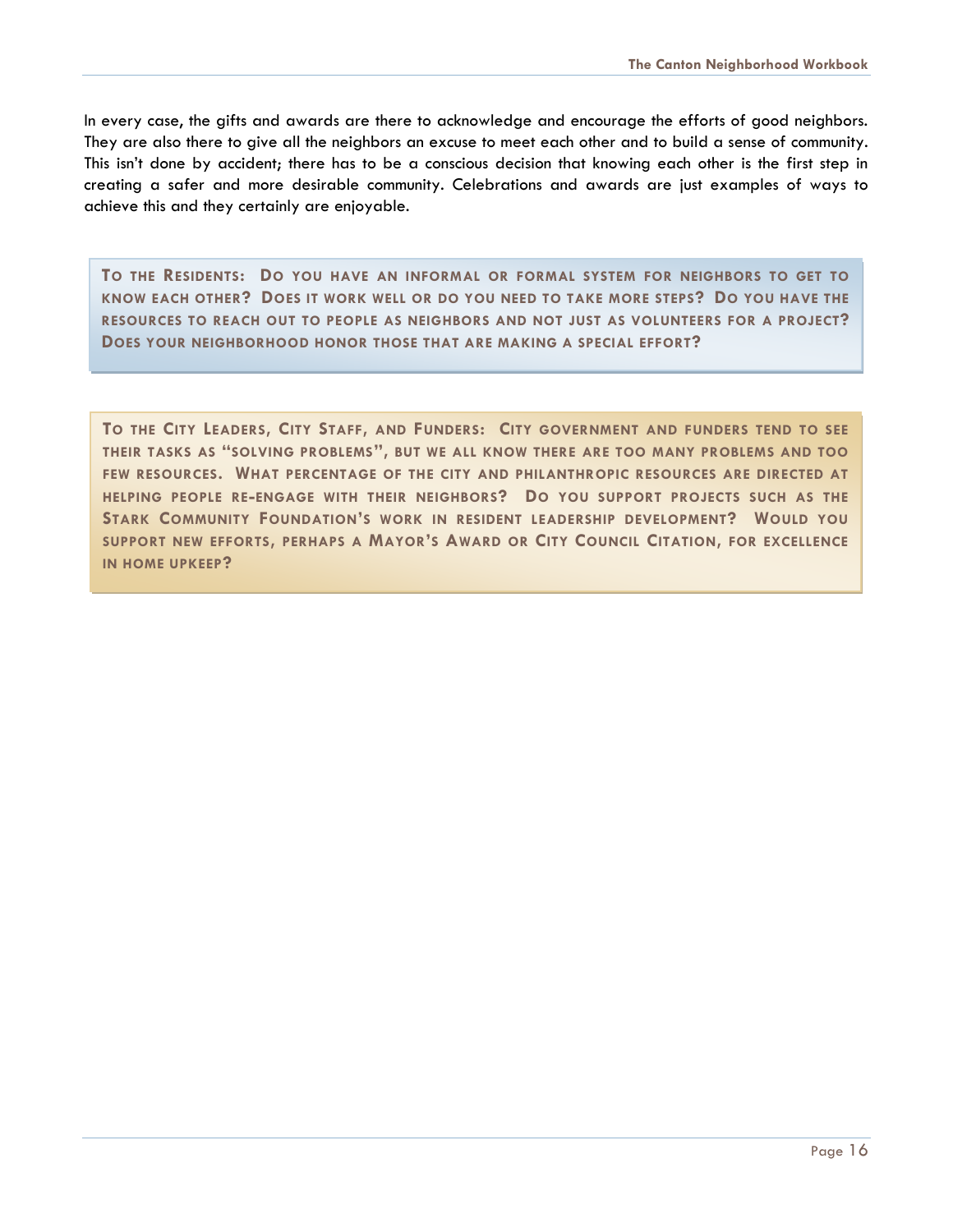In every case, the gifts and awards are there to acknowledge and encourage the efforts of good neighbors. They are also there to give all the neighbors an excuse to meet each other and to build a sense of community. This isn't done by accident; there has to be a conscious decision that knowing each other is the first step in creating a safer and more desirable community. Celebrations and awards are just examples of ways to achieve this and they certainly are enjoyable.

**TO THE RESIDENTS: DO YOU HAVE AN INFORMAL OR FORMAL SYSTEM FOR NEIGHBORS TO GET TO KNOW EACH OTHER? DOES IT WORK WELL OR DO YOU NEED TO TAKE MORE STEPS? DO YOU HAVE THE RESOURCES TO REACH OUT TO PEOPLE AS NEIGHBORS AND NOT JUST AS VOLUNTEERS FOR A PROJECT? DOES YOUR NEIGHBORHOOD HONOR THOSE THAT ARE MAKING A SPECIAL EFFORT?**

**TO THE CITY LEADERS, CITY STAFF, AND FUNDERS: CITY GOVERNMENT AND FUNDERS TEND TO SEE THEIR TASKS AS "SOLVING PROBLEMS", BUT WE ALL KNOW THERE ARE TOO MANY PROBLEMS AND TOO FEW RESOURCES. WHAT PERCENTAGE OF THE CITY AND PHILANTHROPIC RESOURCES ARE DIRECTED AT HELPING PEOPLE RE-ENGAGE WITH THEIR NEIGHBORS? DO YOU SUPPORT PROJECTS SUCH AS THE STARK COMMUNITY FOUNDATION'S WORK IN RESIDENT LEADERSHIP DEVELOPMENT? WOULD YOU SUPPORT NEW EFFORTS, PERHAPS A MAYOR'S AWARD OR CITY COUNCIL CITATION, FOR EXCELLENCE IN HOME UPKEEP?**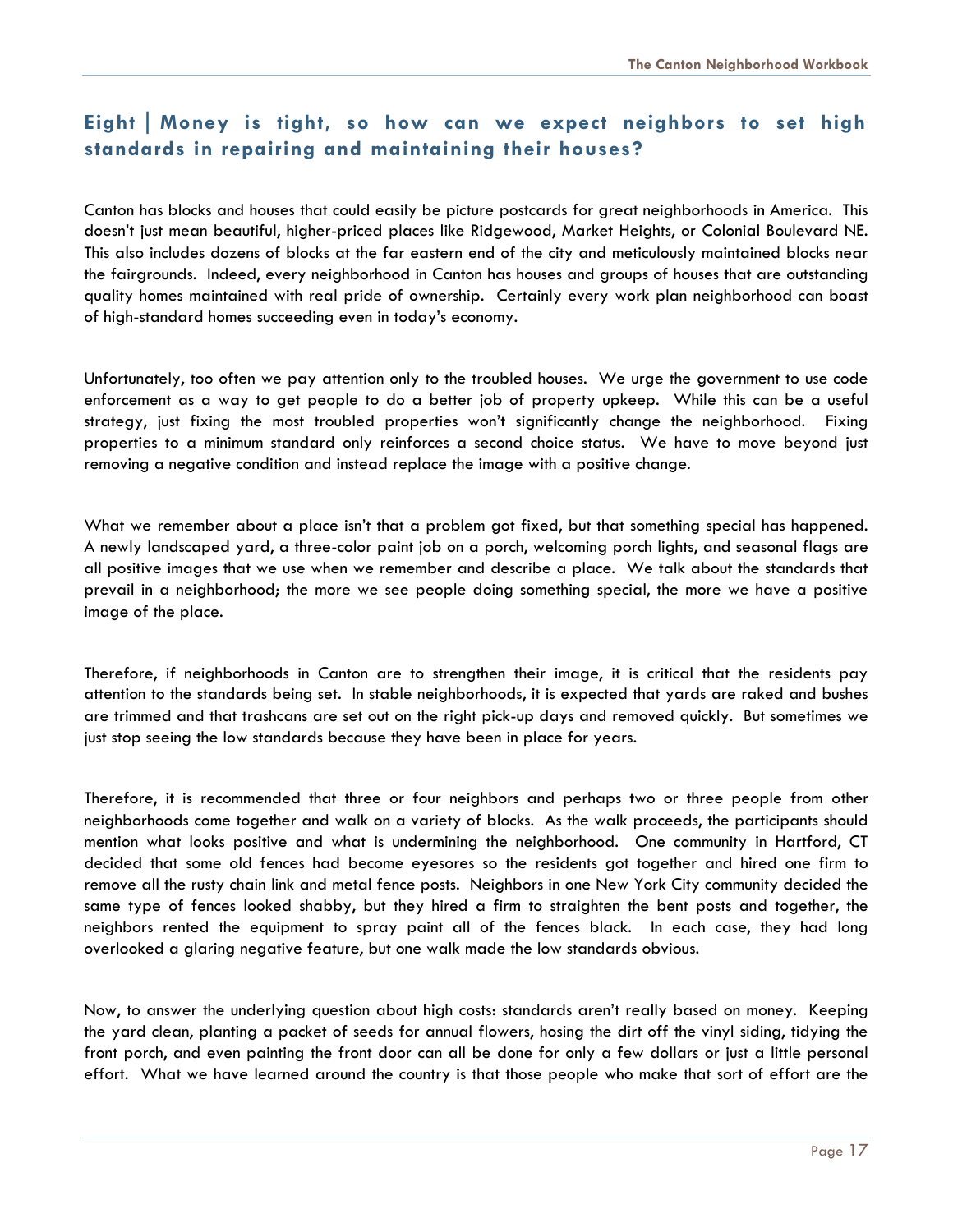## Eight | Money is tight, so how can we expect neighbors to set high standards in repairing and maintaining their houses?

Canton has blocks and houses that could easily be picture postcards for great neighborhoods in America. This doesn't just mean beautiful, higher-priced places like Ridgewood, Market Heights, or Colonial Boulevard NE. This also includes dozens of blocks at the far eastern end of the city and meticulously maintained blocks near the fairgrounds. Indeed, every neighborhood in Canton has houses and groups of houses that are outstanding quality homes maintained with real pride of ownership. Certainly every work plan neighborhood can boast of high-standard homes succeeding even in today's economy.

Unfortunately, too often we pay attention only to the troubled houses. We urge the government to use code enforcement as a way to get people to do a better job of property upkeep. While this can be a useful strategy, just fixing the most troubled properties won't significantly change the neighborhood. Fixing properties to a minimum standard only reinforces a second choice status. We have to move beyond just removing a negative condition and instead replace the image with a positive change.

What we remember about a place isn't that a problem got fixed, but that something special has happened. A newly landscaped yard, a three-color paint job on a porch, welcoming porch lights, and seasonal flags are all positive images that we use when we remember and describe a place. We talk about the standards that prevail in a neighborhood; the more we see people doing something special, the more we have a positive image of the place.

Therefore, if neighborhoods in Canton are to strengthen their image, it is critical that the residents pay attention to the standards being set. In stable neighborhoods, it is expected that yards are raked and bushes are trimmed and that trashcans are set out on the right pick-up days and removed quickly. But sometimes we just stop seeing the low standards because they have been in place for years.

Therefore, it is recommended that three or four neighbors and perhaps two or three people from other neighborhoods come together and walk on a variety of blocks. As the walk proceeds, the participants should mention what looks positive and what is undermining the neighborhood. One community in Hartford, CT decided that some old fences had become eyesores so the residents got together and hired one firm to remove all the rusty chain link and metal fence posts. Neighbors in one New York City community decided the same type of fences looked shabby, but they hired a firm to straighten the bent posts and together, the neighbors rented the equipment to spray paint all of the fences black. In each case, they had long overlooked a glaring negative feature, but one walk made the low standards obvious.

Now, to answer the underlying question about high costs: standards aren't really based on money. Keeping the yard clean, planting a packet of seeds for annual flowers, hosing the dirt off the vinyl siding, tidying the front porch, and even painting the front door can all be done for only a few dollars or just a little personal effort. What we have learned around the country is that those people who make that sort of effort are the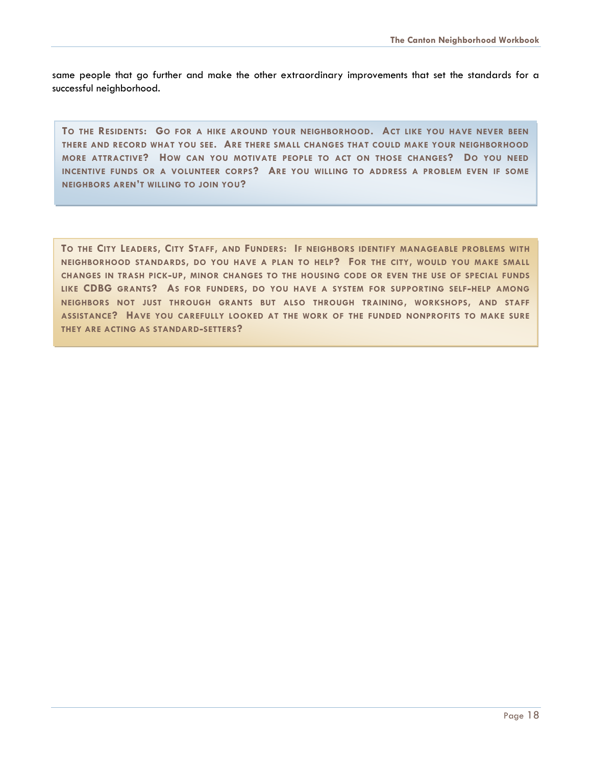same people that go further and make the other extraordinary improvements that set the standards for a successful neighborhood.

**TO THE RESIDENTS: GO FOR A HIKE AROUND YOUR NEIGHBORHOOD. ACT LIKE YOU HAVE NEVER BEEN THERE AND RECORD WHAT YOU SEE. ARE THERE SMALL CHANGES THAT COULD MAKE YOUR NEIGHBORHOOD MORE ATTRACTIVE? HOW CAN YOU MOTIVATE PEOPLE TO ACT ON THOSE CHANGES? DO YOU NEED INCENTIVE FUNDS OR A VOLUNTEER CORPS? ARE YOU WILLING TO ADDRESS A PROBLEM EVEN IF SOME NEIGHBORS AREN'T WILLING TO JOIN YOU?**

**TO THE CITY LEADERS, CITY STAFF, AND FUNDERS: IF NEIGHBORS IDENTIFY MANAGEABLE PROBLEMS WITH NEIGHBORHOOD STANDARDS, DO YOU HAVE A PLAN TO HELP? FOR THE CITY, WOULD YOU MAKE SMALL CHANGES IN TRASH PICK-UP, MINOR CHANGES TO THE HOUSING CODE OR EVEN THE USE OF SPECIAL FUNDS LIKE CDBG GRANTS? AS FOR FUNDERS, DO YOU HAVE A SYSTEM FOR SUPPORTING SELF-HELP AMONG NEIGHBORS NOT JUST THROUGH GRANTS BUT ALSO THROUGH TRAINING, WORKSHOPS, AND STAFF ASSISTANCE? HAVE YOU CAREFULLY LOOKED AT THE WORK OF THE FUNDED NONPROFITS TO MAKE SURE THEY ARE ACTING AS STANDARD-SETTERS?**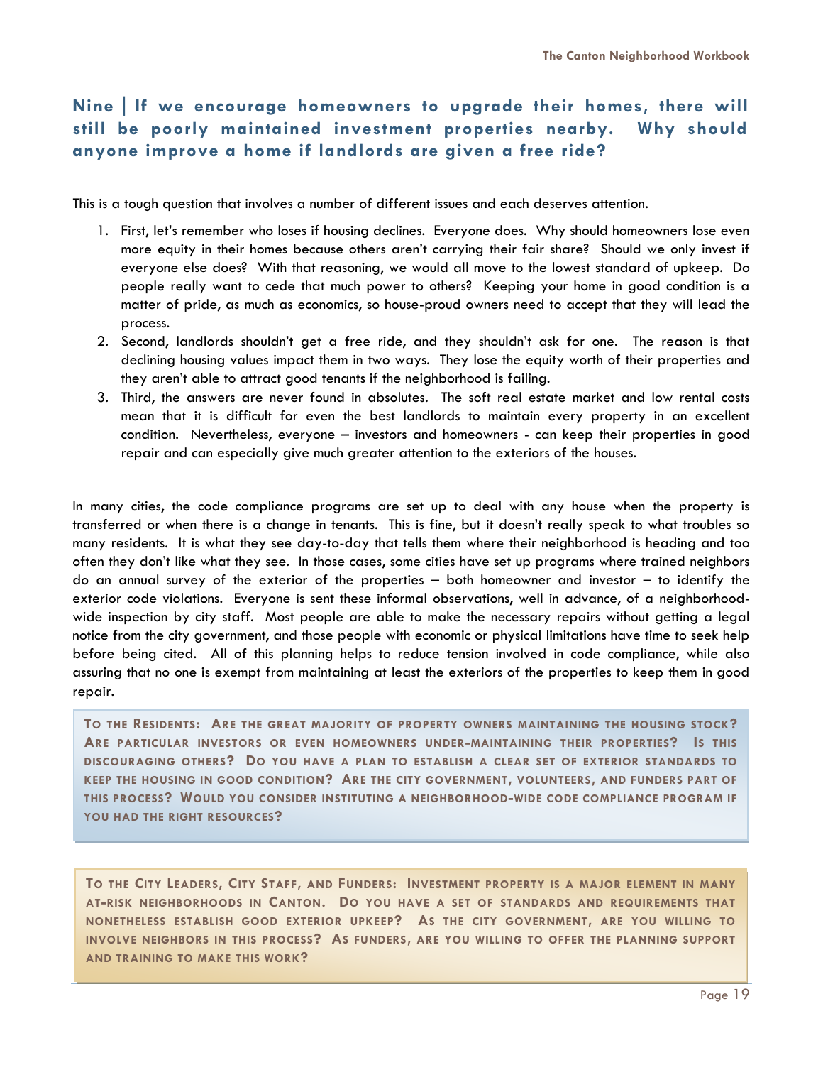## Nine | If we encourage homeowners to upgrade their homes, there will still be poorly maintained investment properties nearby. Why should anyone improve a home if landlords are given a free ride?

This is a tough question that involves a number of different issues and each deserves attention.

1. First, let's remember who loses if housing declines. Everyone does. Why should homeowners lose even more equity in their homes because others aren't carrying their fair share? Should we only invest if everyone else does? With that reasoning, we would all move to the lowest standard of upkeep. Do people really want to cede that much power to others? Keeping your home in good condition is a matter of pride, as much as economics, so house-proud owners need to accept that they will lead the process.
2. Second, landlords shouldn't get a free ride, and they shouldn't ask for one. The reason is that declining housing values impact them in two ways. They lose the equity worth of their properties and they aren't able to attract good tenants if the neighborhood is failing.
3. Third, the answers are never found in absolutes. The soft real estate market and low rental costs mean that it is difficult for even the best landlords to maintain every property in an excellent condition. Nevertheless, everyone – investors and homeowners - can keep their properties in good repair and can especially give much greater attention to the exteriors of the houses.

In many cities, the code compliance programs are set up to deal with any house when the property is transferred or when there is a change in tenants. This is fine, but it doesn't really speak to what troubles so many residents. It is what they see day-to-day that tells them where their neighborhood is heading and too often they don't like what they see. In those cases, some cities have set up programs where trained neighbors do an annual survey of the exterior of the properties – both homeowner and investor – to identify the exterior code violations. Everyone is sent these informal observations, well in advance, of a neighborhood-wide inspection by city staff. Most people are able to make the necessary repairs without getting a legal notice from the city government, and those people with economic or physical limitations have time to seek help before being cited. All of this planning helps to reduce tension involved in code compliance, while also assuring that no one is exempt from maintaining at least the exteriors of the properties to keep them in good repair.

**To the Residents: Are the great majority of property owners maintaining the housing stock? Are particular investors or even homeowners under-maintaining their properties? Is this discouraging others? Do you have a plan to establish a clear set of exterior standards to keep the housing in good condition? Are the city government, volunteers, and funders part of this process? Would you consider instituting a neighborhood-wide code compliance program if you had the right resources?**

**To the City Leaders, City Staff, and Funders: Investment property is a major element in many at-risk neighborhoods in Canton. Do you have a set of standards and requirements that nonetheless establish good exterior upkeep? As the city government, are you willing to involve neighbors in this process? As funders, are you willing to offer the planning support and training to make this work?**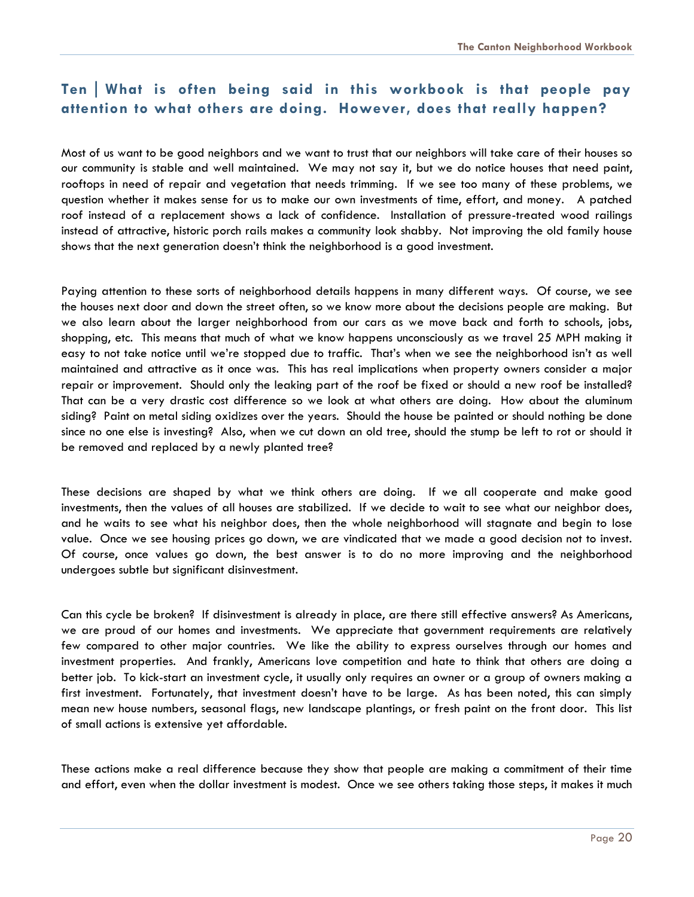## Ten | What is often being said in this workbook is that people pay attention to what others are doing. However, does that really happen?

Most of us want to be good neighbors and we want to trust that our neighbors will take care of their houses so our community is stable and well maintained. We may not say it, but we do notice houses that need paint, rooftops in need of repair and vegetation that needs trimming. If we see too many of these problems, we question whether it makes sense for us to make our own investments of time, effort, and money. A patched roof instead of a replacement shows a lack of confidence. Installation of pressure-treated wood railings instead of attractive, historic porch rails makes a community look shabby. Not improving the old family house shows that the next generation doesn't think the neighborhood is a good investment.

Paying attention to these sorts of neighborhood details happens in many different ways. Of course, we see the houses next door and down the street often, so we know more about the decisions people are making. But we also learn about the larger neighborhood from our cars as we move back and forth to schools, jobs, shopping, etc. This means that much of what we know happens unconsciously as we travel 25 MPH making it easy to not take notice until we're stopped due to traffic. That's when we see the neighborhood isn't as well maintained and attractive as it once was. This has real implications when property owners consider a major repair or improvement. Should only the leaking part of the roof be fixed or should a new roof be installed? That can be a very drastic cost difference so we look at what others are doing. How about the aluminum siding? Paint on metal siding oxidizes over the years. Should the house be painted or should nothing be done since no one else is investing? Also, when we cut down an old tree, should the stump be left to rot or should it be removed and replaced by a newly planted tree?

These decisions are shaped by what we think others are doing. If we all cooperate and make good investments, then the values of all houses are stabilized. If we decide to wait to see what our neighbor does, and he waits to see what his neighbor does, then the whole neighborhood will stagnate and begin to lose value. Once we see housing prices go down, we are vindicated that we made a good decision not to invest. Of course, once values go down, the best answer is to do no more improving and the neighborhood undergoes subtle but significant disinvestment.

Can this cycle be broken? If disinvestment is already in place, are there still effective answers? As Americans, we are proud of our homes and investments. We appreciate that government requirements are relatively few compared to other major countries. We like the ability to express ourselves through our homes and investment properties. And frankly, Americans love competition and hate to think that others are doing a better job. To kick-start an investment cycle, it usually only requires an owner or a group of owners making a first investment. Fortunately, that investment doesn't have to be large. As has been noted, this can simply mean new house numbers, seasonal flags, new landscape plantings, or fresh paint on the front door. This list of small actions is extensive yet affordable.

These actions make a real difference because they show that people are making a commitment of their time and effort, even when the dollar investment is modest. Once we see others taking those steps, it makes it much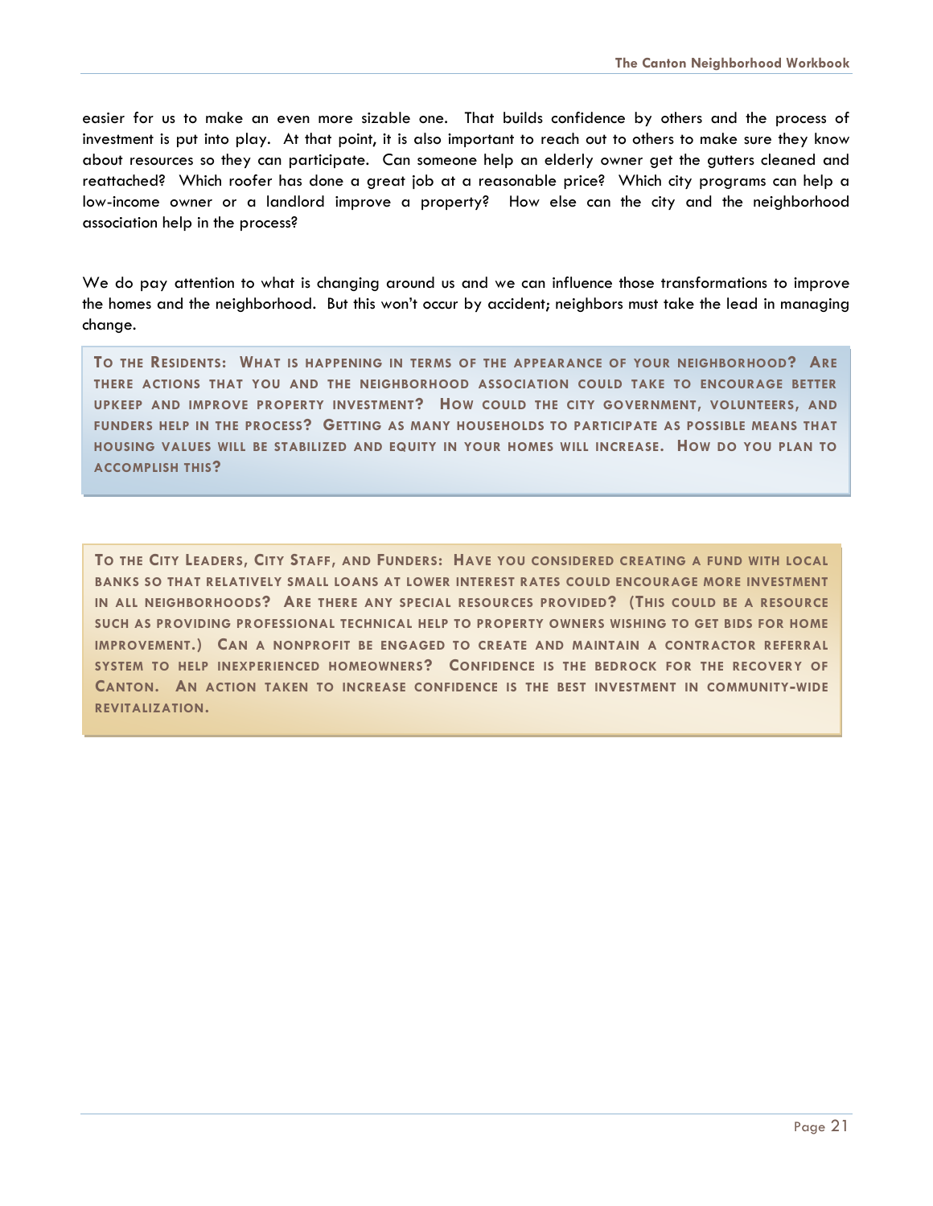easier for us to make an even more sizable one. That builds confidence by others and the process of investment is put into play. At that point, it is also important to reach out to others to make sure they know about resources so they can participate. Can someone help an elderly owner get the gutters cleaned and reattached? Which roofer has done a great job at a reasonable price? Which city programs can help a low-income owner or a landlord improve a property? How else can the city and the neighborhood association help in the process?

We do pay attention to what is changing around us and we can influence those transformations to improve the homes and the neighborhood. But this won't occur by accident; neighbors must take the lead in managing change.

> **To the Residents: What is happening in terms of the appearance of your neighborhood? Are there actions that you and the neighborhood association could take to encourage better upkeep and improve property investment? How could the city government, volunteers, and funders help in the process? Getting as many households to participate as possible means that housing values will be stabilized and equity in your homes will increase. How do you plan to accomplish this?**

> **To the City Leaders, City Staff, and Funders: Have you considered creating a fund with local banks so that relatively small loans at lower interest rates could encourage more investment in all neighborhoods? Are there any special resources provided? (This could be a resource such as providing professional technical help to property owners wishing to get bids for home improvement.) Can a nonprofit be engaged to create and maintain a contractor referral system to help inexperienced homeowners? Confidence is the bedrock for the recovery of Canton. An action taken to increase confidence is the best investment in community-wide revitalization.**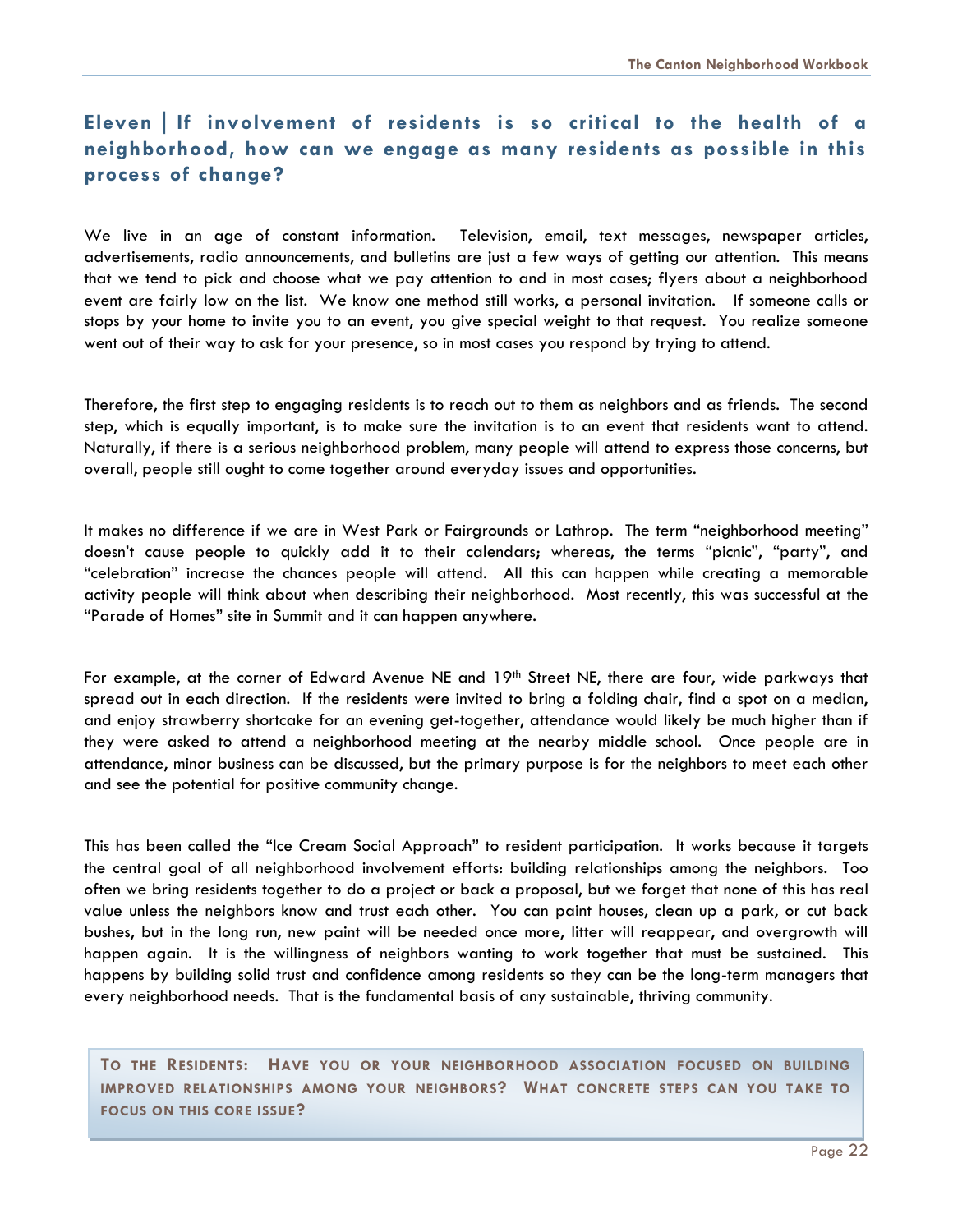## Eleven | If involvement of residents is so critical to the health of a neighborhood, how can we engage as many residents as possible in this process of change?

We live in an age of constant information. Television, email, text messages, newspaper articles, advertisements, radio announcements, and bulletins are just a few ways of getting our attention. This means that we tend to pick and choose what we pay attention to and in most cases; flyers about a neighborhood event are fairly low on the list. We know one method still works, a personal invitation. If someone calls or stops by your home to invite you to an event, you give special weight to that request. You realize someone went out of their way to ask for your presence, so in most cases you respond by trying to attend.

Therefore, the first step to engaging residents is to reach out to them as neighbors and as friends. The second step, which is equally important, is to make sure the invitation is to an event that residents want to attend. Naturally, if there is a serious neighborhood problem, many people will attend to express those concerns, but overall, people still ought to come together around everyday issues and opportunities.

It makes no difference if we are in West Park or Fairgrounds or Lathrop. The term "neighborhood meeting" doesn't cause people to quickly add it to their calendars; whereas, the terms "picnic", "party", and "celebration" increase the chances people will attend. All this can happen while creating a memorable activity people will think about when describing their neighborhood. Most recently, this was successful at the "Parade of Homes" site in Summit and it can happen anywhere.

For example, at the corner of Edward Avenue NE and 19th Street NE, there are four, wide parkways that spread out in each direction. If the residents were invited to bring a folding chair, find a spot on a median, and enjoy strawberry shortcake for an evening get-together, attendance would likely be much higher than if they were asked to attend a neighborhood meeting at the nearby middle school. Once people are in attendance, minor business can be discussed, but the primary purpose is for the neighbors to meet each other and see the potential for positive community change.

This has been called the "Ice Cream Social Approach" to resident participation. It works because it targets the central goal of all neighborhood involvement efforts: building relationships among the neighbors. Too often we bring residents together to do a project or back a proposal, but we forget that none of this has real value unless the neighbors know and trust each other. You can paint houses, clean up a park, or cut back bushes, but in the long run, new paint will be needed once more, litter will reappear, and overgrowth will happen again. It is the willingness of neighbors wanting to work together that must be sustained. This happens by building solid trust and confidence among residents so they can be the long-term managers that every neighborhood needs. That is the fundamental basis of any sustainable, thriving community.

**To the Residents: Have you or your neighborhood association focused on building improved relationships among your neighbors? What concrete steps can you take to focus on this core issue?**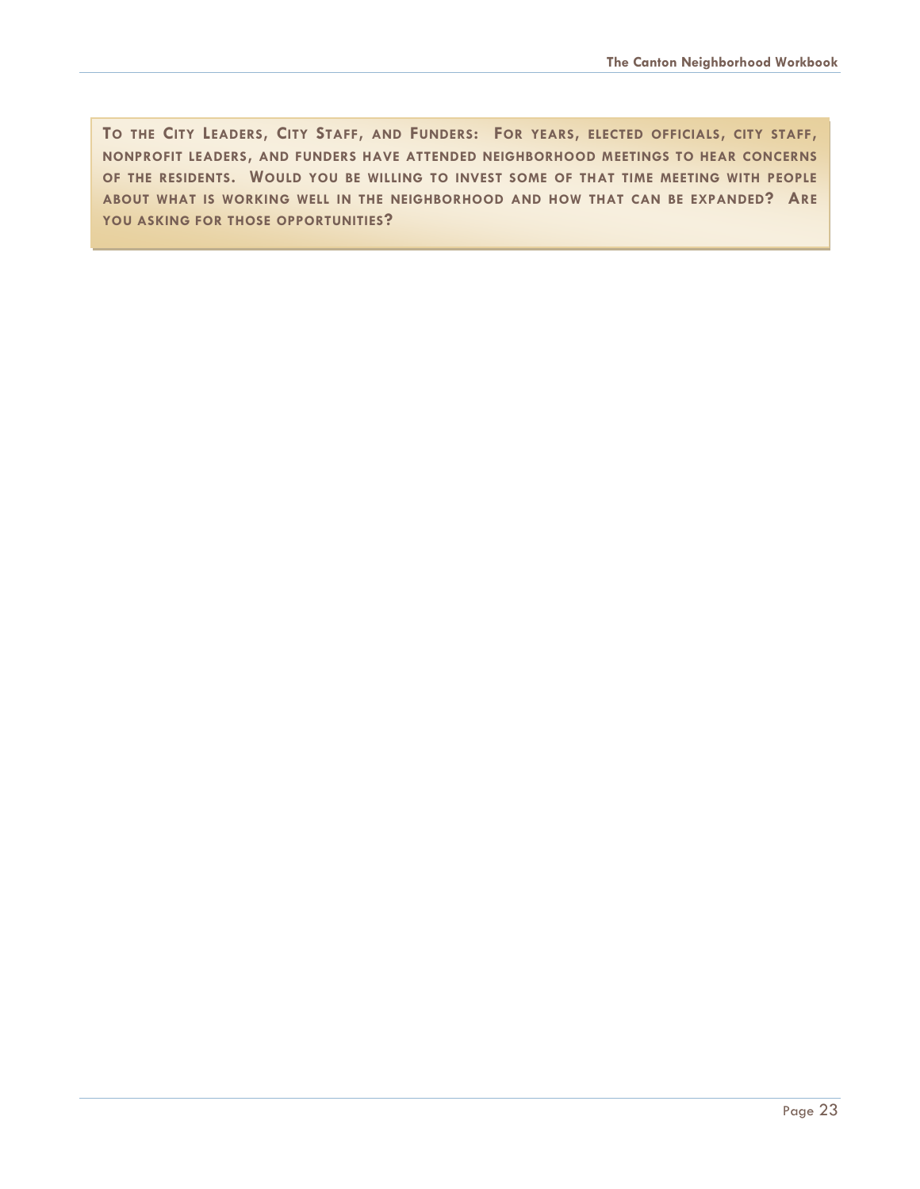**To the City Leaders, City Staff, and Funders:** For years, elected officials, city staff, nonprofit leaders, and funders have attended neighborhood meetings to hear concerns of the residents. Would you be willing to invest some of that time meeting with people about what is working well in the neighborhood and how that can be expanded? Are you asking for those opportunities?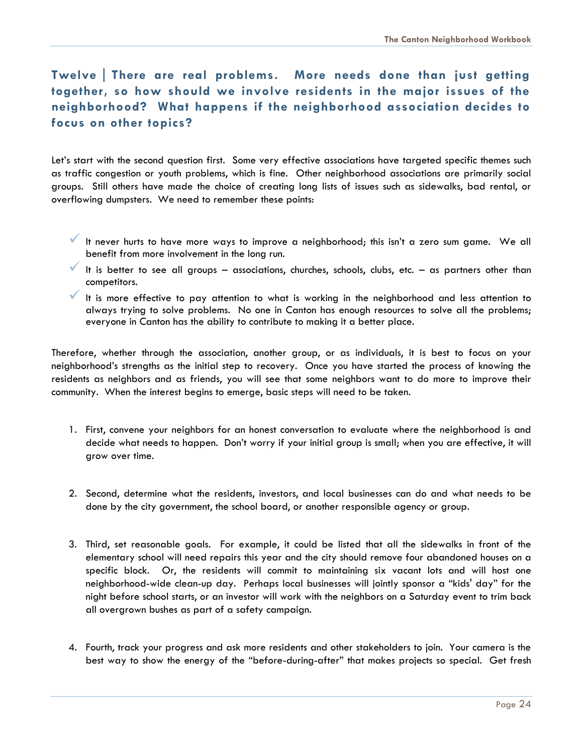## Twelve | There are real problems. More needs done than just getting together, so how should we involve residents in the major issues of the neighborhood? What happens if the neighborhood association decides to focus on other topics?

Let's start with the second question first. Some very effective associations have targeted specific themes such as traffic congestion or youth problems, which is fine. Other neighborhood associations are primarily social groups. Still others have made the choice of creating long lists of issues such as sidewalks, bad rental, or overflowing dumpsters. We need to remember these points:

- It never hurts to have more ways to improve a neighborhood; this isn't a zero sum game. We all benefit from more involvement in the long run.
- It is better to see all groups – associations, churches, schools, clubs, etc. – as partners other than competitors.
- It is more effective to pay attention to what is working in the neighborhood and less attention to always trying to solve problems. No one in Canton has enough resources to solve all the problems; everyone in Canton has the ability to contribute to making it a better place.

Therefore, whether through the association, another group, or as individuals, it is best to focus on your neighborhood's strengths as the initial step to recovery. Once you have started the process of knowing the residents as neighbors and as friends, you will see that some neighbors want to do more to improve their community. When the interest begins to emerge, basic steps will need to be taken.

1. First, convene your neighbors for an honest conversation to evaluate where the neighborhood is and decide what needs to happen. Don't worry if your initial group is small; when you are effective, it will grow over time.

2. Second, determine what the residents, investors, and local businesses can do and what needs to be done by the city government, the school board, or another responsible agency or group.

3. Third, set reasonable goals. For example, it could be listed that all the sidewalks in front of the elementary school will need repairs this year and the city should remove four abandoned houses on a specific block. Or, the residents will commit to maintaining six vacant lots and will host one neighborhood-wide clean-up day. Perhaps local businesses will jointly sponsor a "kids' day" for the night before school starts, or an investor will work with the neighbors on a Saturday event to trim back all overgrown bushes as part of a safety campaign.

4. Fourth, track your progress and ask more residents and other stakeholders to join. Your camera is the best way to show the energy of the "before-during-after" that makes projects so special. Get fresh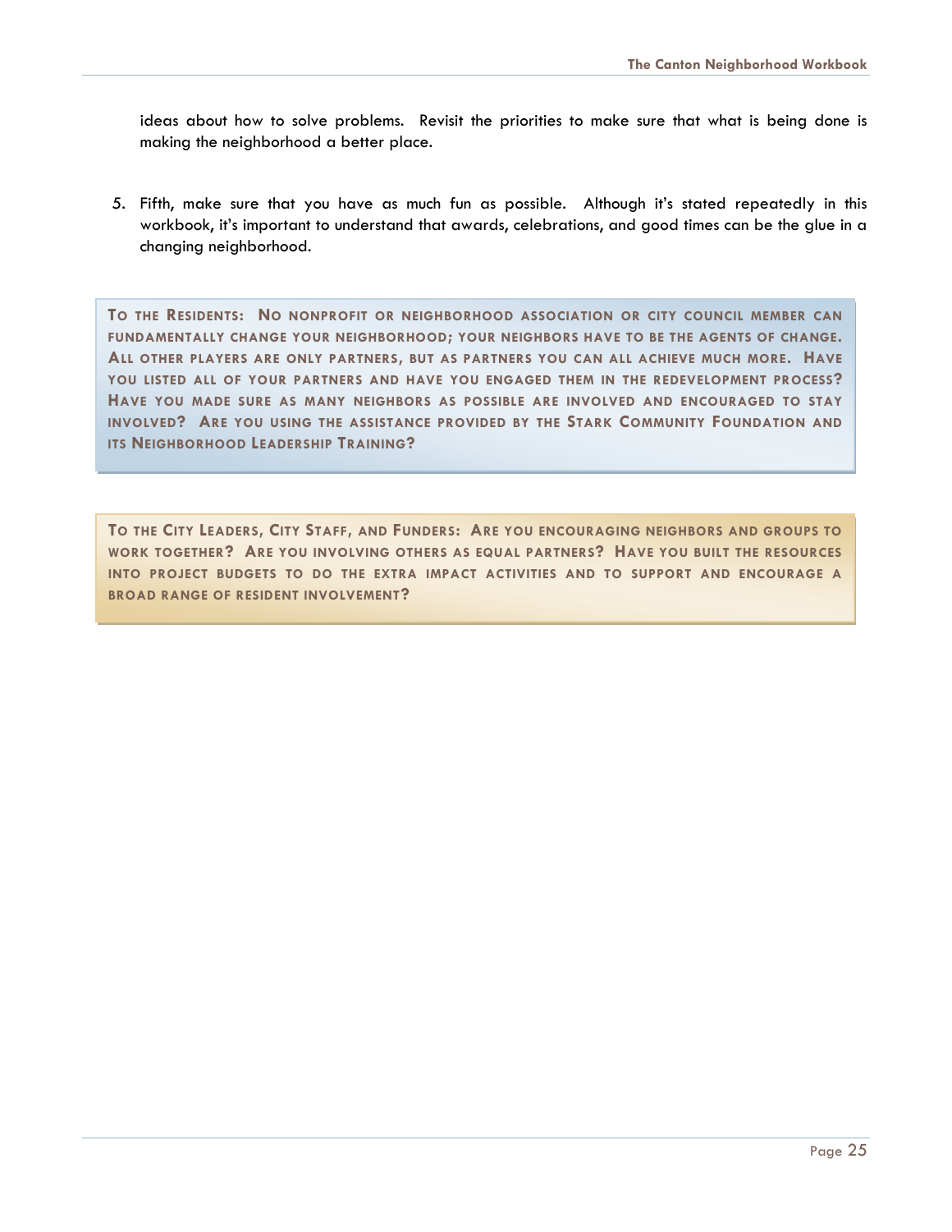ideas about how to solve problems. Revisit the priorities to make sure that what is being done is making the neighborhood a better place.

5. Fifth, make sure that you have as much fun as possible. Although it's stated repeatedly in this workbook, it's important to understand that awards, celebrations, and good times can be the glue in a changing neighborhood.

**To the Residents: No nonprofit or neighborhood association or city council member can fundamentally change your neighborhood; your neighbors have to be the agents of change. All other players are only partners, but as partners you can all achieve much more. Have you listed all of your partners and have you engaged them in the redevelopment process? Have you made sure as many neighbors as possible are involved and encouraged to stay involved? Are you using the assistance provided by the Stark Community Foundation and its Neighborhood Leadership Training?**

**To the City Leaders, City Staff, and Funders: Are you encouraging neighbors and groups to work together? Are you involving others as equal partners? Have you built the resources into project budgets to do the extra impact activities and to support and encourage a broad range of resident involvement?**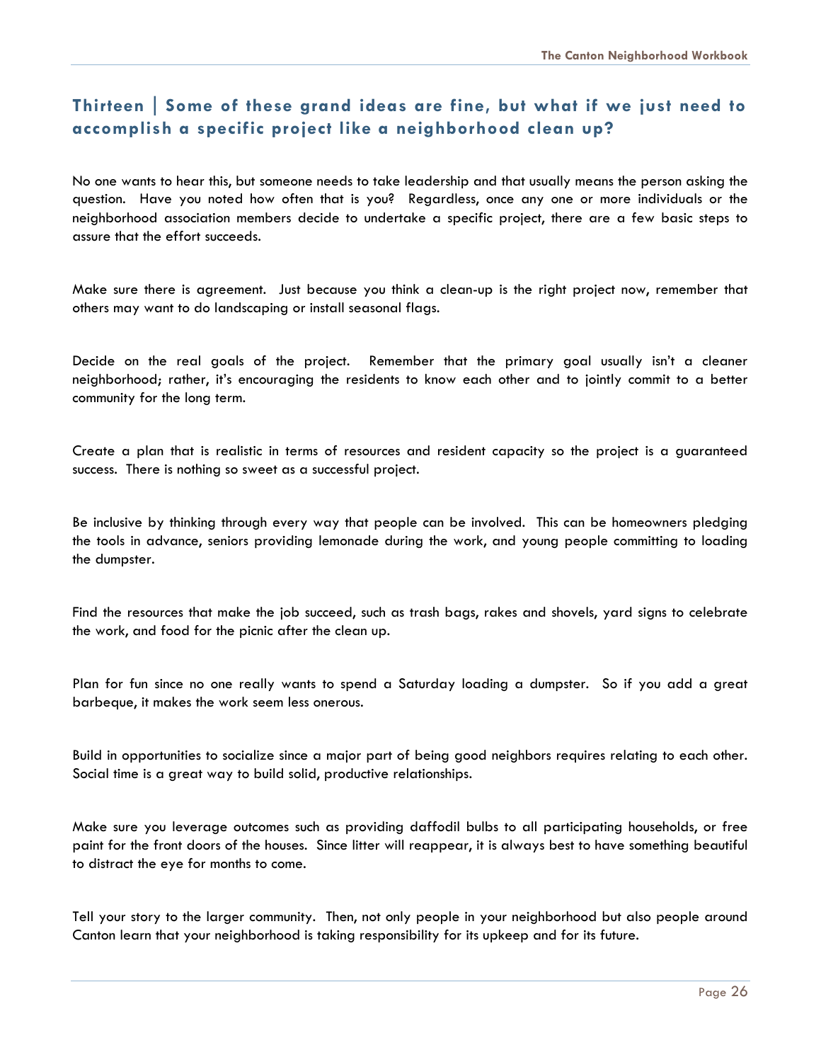## Thirteen | Some of these grand ideas are fine, but what if we just need to accomplish a specific project like a neighborhood clean up?

No one wants to hear this, but someone needs to take leadership and that usually means the person asking the question. Have you noted how often that is you? Regardless, once any one or more individuals or the neighborhood association members decide to undertake a specific project, there are a few basic steps to assure that the effort succeeds.

Make sure there is agreement. Just because you think a clean-up is the right project now, remember that others may want to do landscaping or install seasonal flags.

Decide on the real goals of the project. Remember that the primary goal usually isn't a cleaner neighborhood; rather, it's encouraging the residents to know each other and to jointly commit to a better community for the long term.

Create a plan that is realistic in terms of resources and resident capacity so the project is a guaranteed success. There is nothing so sweet as a successful project.

Be inclusive by thinking through every way that people can be involved. This can be homeowners pledging the tools in advance, seniors providing lemonade during the work, and young people committing to loading the dumpster.

Find the resources that make the job succeed, such as trash bags, rakes and shovels, yard signs to celebrate the work, and food for the picnic after the clean up.

Plan for fun since no one really wants to spend a Saturday loading a dumpster. So if you add a great barbeque, it makes the work seem less onerous.

Build in opportunities to socialize since a major part of being good neighbors requires relating to each other. Social time is a great way to build solid, productive relationships.

Make sure you leverage outcomes such as providing daffodil bulbs to all participating households, or free paint for the front doors of the houses. Since litter will reappear, it is always best to have something beautiful to distract the eye for months to come.

Tell your story to the larger community. Then, not only people in your neighborhood but also people around Canton learn that your neighborhood is taking responsibility for its upkeep and for its future.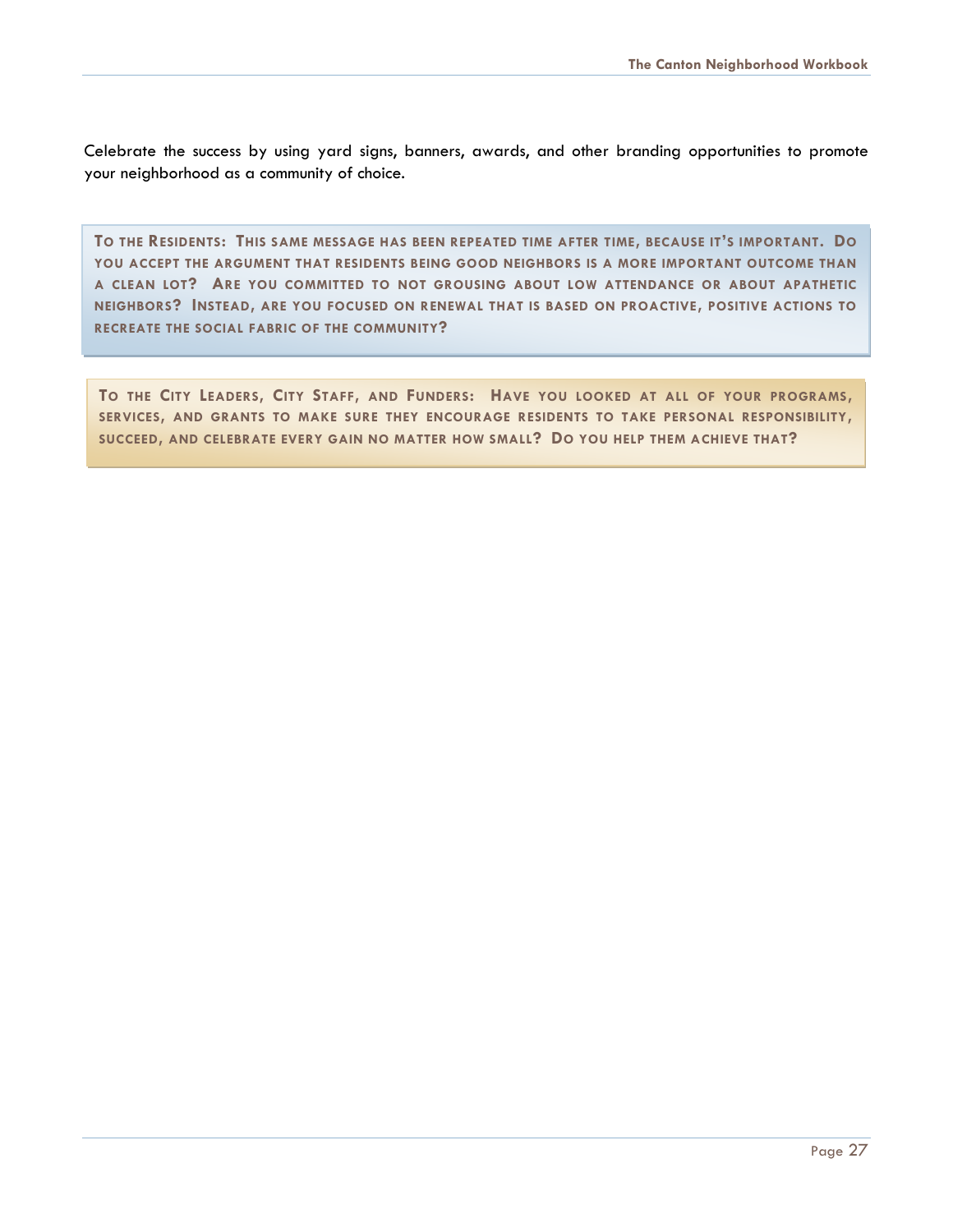Celebrate the success by using yard signs, banners, awards, and other branding opportunities to promote your neighborhood as a community of choice.

**TO THE RESIDENTS: THIS SAME MESSAGE HAS BEEN REPEATED TIME AFTER TIME, BECAUSE IT'S IMPORTANT. DO YOU ACCEPT THE ARGUMENT THAT RESIDENTS BEING GOOD NEIGHBORS IS A MORE IMPORTANT OUTCOME THAN A CLEAN LOT? ARE YOU COMMITTED TO NOT GROUSING ABOUT LOW ATTENDANCE OR ABOUT APATHETIC NEIGHBORS? INSTEAD, ARE YOU FOCUSED ON RENEWAL THAT IS BASED ON PROACTIVE, POSITIVE ACTIONS TO RECREATE THE SOCIAL FABRIC OF THE COMMUNITY?**

**TO THE CITY LEADERS, CITY STAFF, AND FUNDERS: HAVE YOU LOOKED AT ALL OF YOUR PROGRAMS, SERVICES, AND GRANTS TO MAKE SURE THEY ENCOURAGE RESIDENTS TO TAKE PERSONAL RESPONSIBILITY, SUCCEED, AND CELEBRATE EVERY GAIN NO MATTER HOW SMALL? DO YOU HELP THEM ACHIEVE THAT?**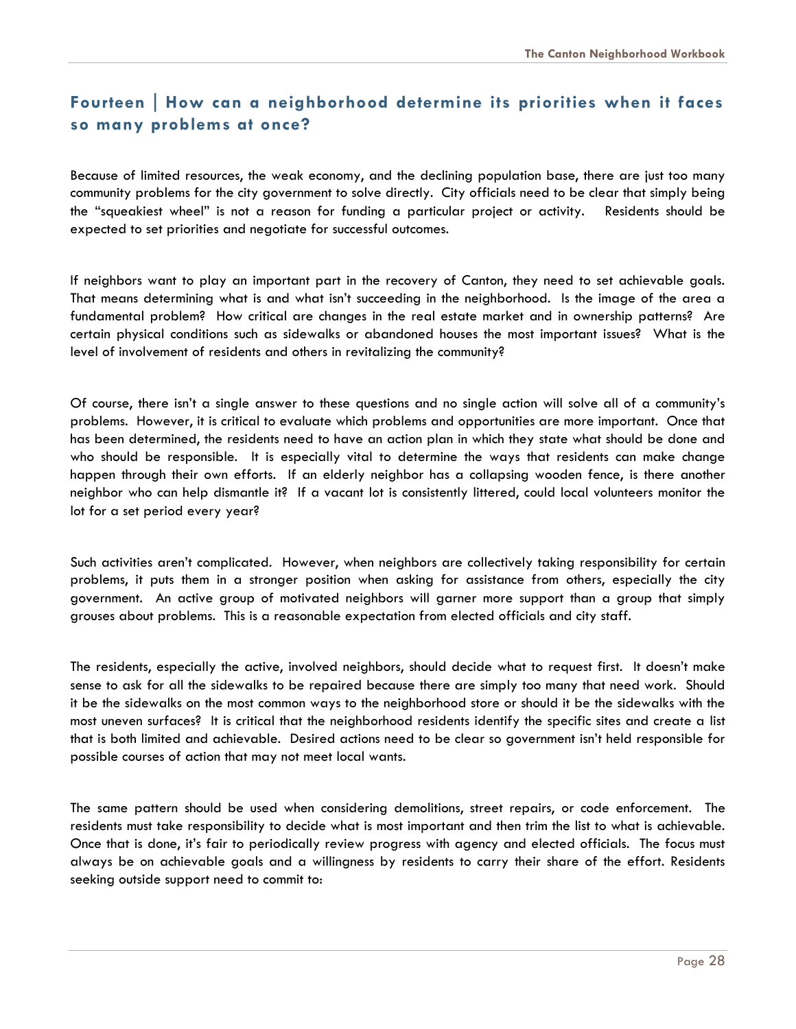## Fourteen | How can a neighborhood determine its priorities when it faces so many problems at once?

Because of limited resources, the weak economy, and the declining population base, there are just too many community problems for the city government to solve directly. City officials need to be clear that simply being the "squeakiest wheel" is not a reason for funding a particular project or activity. Residents should be expected to set priorities and negotiate for successful outcomes.

If neighbors want to play an important part in the recovery of Canton, they need to set achievable goals. That means determining what is and what isn't succeeding in the neighborhood. Is the image of the area a fundamental problem? How critical are changes in the real estate market and in ownership patterns? Are certain physical conditions such as sidewalks or abandoned houses the most important issues? What is the level of involvement of residents and others in revitalizing the community?

Of course, there isn't a single answer to these questions and no single action will solve all of a community's problems. However, it is critical to evaluate which problems and opportunities are more important. Once that has been determined, the residents need to have an action plan in which they state what should be done and who should be responsible. It is especially vital to determine the ways that residents can make change happen through their own efforts. If an elderly neighbor has a collapsing wooden fence, is there another neighbor who can help dismantle it? If a vacant lot is consistently littered, could local volunteers monitor the lot for a set period every year?

Such activities aren't complicated. However, when neighbors are collectively taking responsibility for certain problems, it puts them in a stronger position when asking for assistance from others, especially the city government. An active group of motivated neighbors will garner more support than a group that simply grouses about problems. This is a reasonable expectation from elected officials and city staff.

The residents, especially the active, involved neighbors, should decide what to request first. It doesn't make sense to ask for all the sidewalks to be repaired because there are simply too many that need work. Should it be the sidewalks on the most common ways to the neighborhood store or should it be the sidewalks with the most uneven surfaces? It is critical that the neighborhood residents identify the specific sites and create a list that is both limited and achievable. Desired actions need to be clear so government isn't held responsible for possible courses of action that may not meet local wants.

The same pattern should be used when considering demolitions, street repairs, or code enforcement. The residents must take responsibility to decide what is most important and then trim the list to what is achievable. Once that is done, it's fair to periodically review progress with agency and elected officials. The focus must always be on achievable goals and a willingness by residents to carry their share of the effort. Residents seeking outside support need to commit to: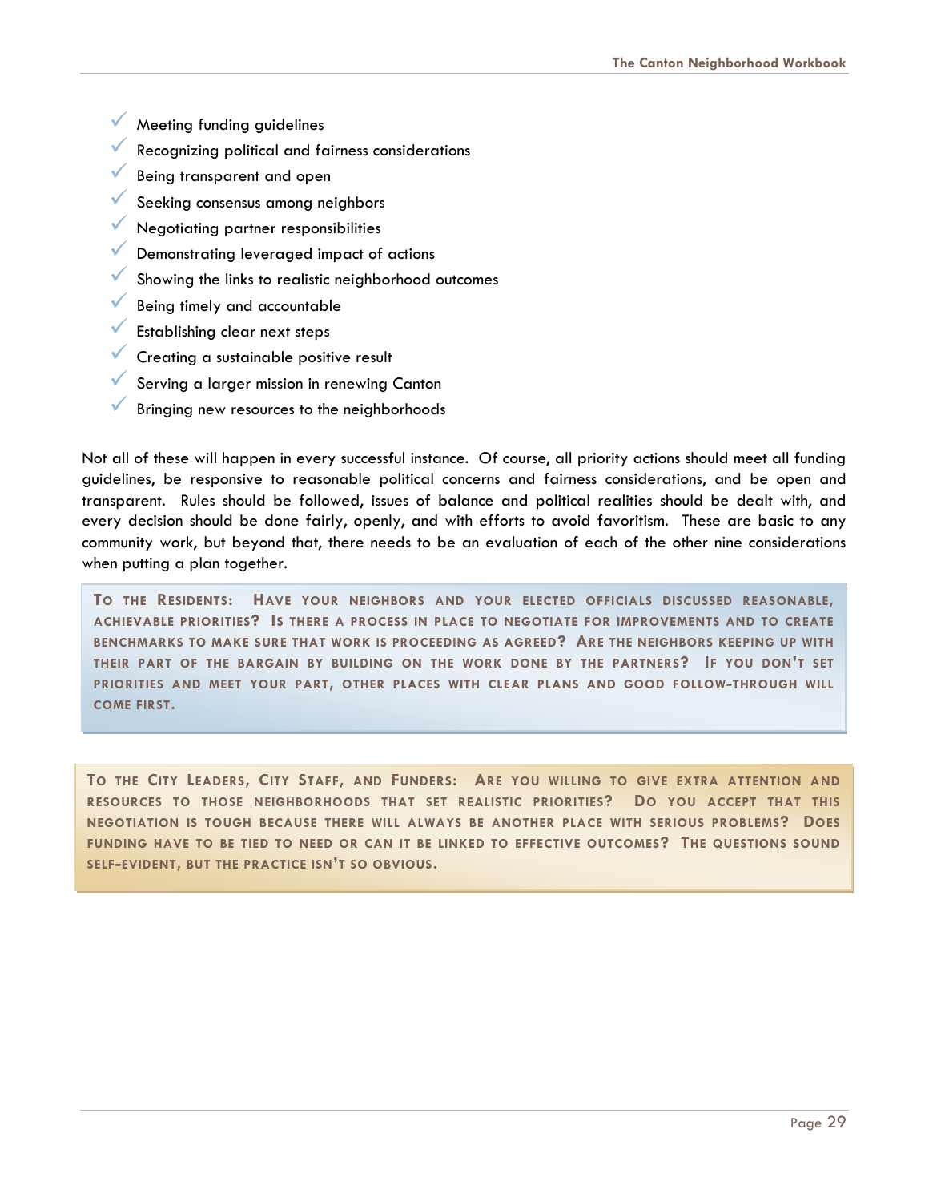- ✓ Meeting funding guidelines
- ✓ Recognizing political and fairness considerations
- ✓ Being transparent and open
- ✓ Seeking consensus among neighbors
- ✓ Negotiating partner responsibilities
- ✓ Demonstrating leveraged impact of actions
- ✓ Showing the links to realistic neighborhood outcomes
- ✓ Being timely and accountable
- ✓ Establishing clear next steps
- ✓ Creating a sustainable positive result
- ✓ Serving a larger mission in renewing Canton
- ✓ Bringing new resources to the neighborhoods

Not all of these will happen in every successful instance. Of course, all priority actions should meet all funding guidelines, be responsive to reasonable political concerns and fairness considerations, and be open and transparent. Rules should be followed, issues of balance and political realities should be dealt with, and every decision should be done fairly, openly, and with efforts to avoid favoritism. These are basic to any community work, but beyond that, there needs to be an evaluation of each of the other nine considerations when putting a plan together.

**To the Residents: Have your neighbors and your elected officials discussed reasonable, achievable priorities? Is there a process in place to negotiate for improvements and to create benchmarks to make sure that work is proceeding as agreed? Are the neighbors keeping up with their part of the bargain by building on the work done by the partners? If you don't set priorities and meet your part, other places with clear plans and good follow-through will come first.**

**To the City Leaders, City Staff, and Funders: Are you willing to give extra attention and resources to those neighborhoods that set realistic priorities? Do you accept that this negotiation is tough because there will always be another place with serious problems? Does funding have to be tied to need or can it be linked to effective outcomes? The questions sound self-evident, but the practice isn't so obvious.**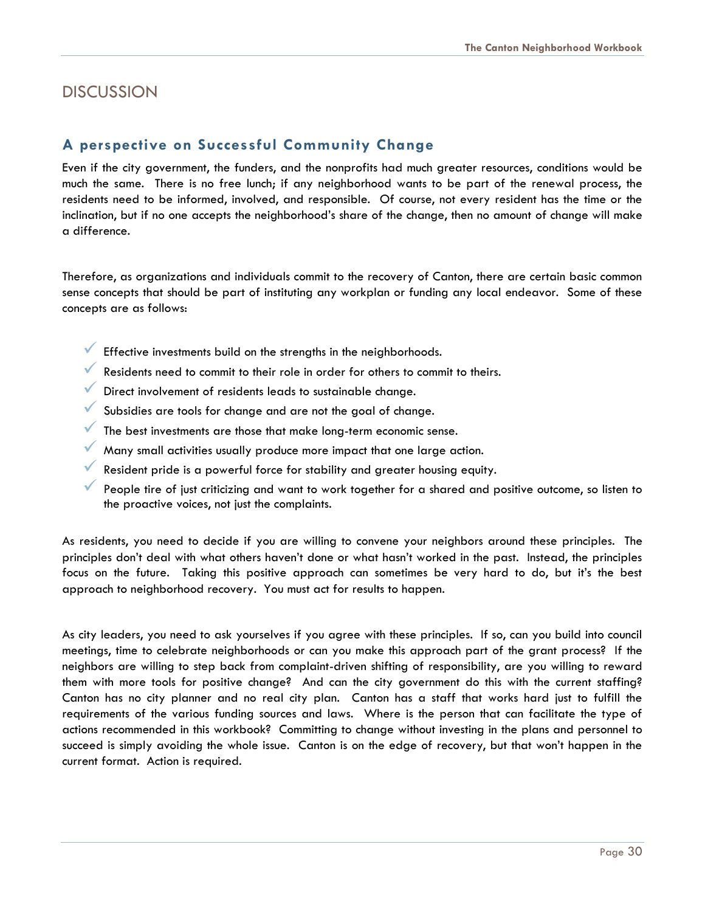## DISCUSSION

### A perspective on Successful Community Change

Even if the city government, the funders, and the nonprofits had much greater resources, conditions would be much the same. There is no free lunch; if any neighborhood wants to be part of the renewal process, the residents need to be informed, involved, and responsible. Of course, not every resident has the time or the inclination, but if no one accepts the neighborhood's share of the change, then no amount of change will make a difference.

Therefore, as organizations and individuals commit to the recovery of Canton, there are certain basic common sense concepts that should be part of instituting any workplan or funding any local endeavor. Some of these concepts are as follows:

- ✓ Effective investments build on the strengths in the neighborhoods.
- ✓ Residents need to commit to their role in order for others to commit to theirs.
- ✓ Direct involvement of residents leads to sustainable change.
- ✓ Subsidies are tools for change and are not the goal of change.
- ✓ The best investments are those that make long-term economic sense.
- ✓ Many small activities usually produce more impact that one large action.
- ✓ Resident pride is a powerful force for stability and greater housing equity.
- ✓ People tire of just criticizing and want to work together for a shared and positive outcome, so listen to the proactive voices, not just the complaints.

As residents, you need to decide if you are willing to convene your neighbors around these principles. The principles don't deal with what others haven't done or what hasn't worked in the past. Instead, the principles focus on the future. Taking this positive approach can sometimes be very hard to do, but it's the best approach to neighborhood recovery. You must act for results to happen.

As city leaders, you need to ask yourselves if you agree with these principles. If so, can you build into council meetings, time to celebrate neighborhoods or can you make this approach part of the grant process? If the neighbors are willing to step back from complaint-driven shifting of responsibility, are you willing to reward them with more tools for positive change? And can the city government do this with the current staffing? Canton has no city planner and no real city plan. Canton has a staff that works hard just to fulfill the requirements of the various funding sources and laws. Where is the person that can facilitate the type of actions recommended in this workbook? Committing to change without investing in the plans and personnel to succeed is simply avoiding the whole issue. Canton is on the edge of recovery, but that won't happen in the current format. Action is required.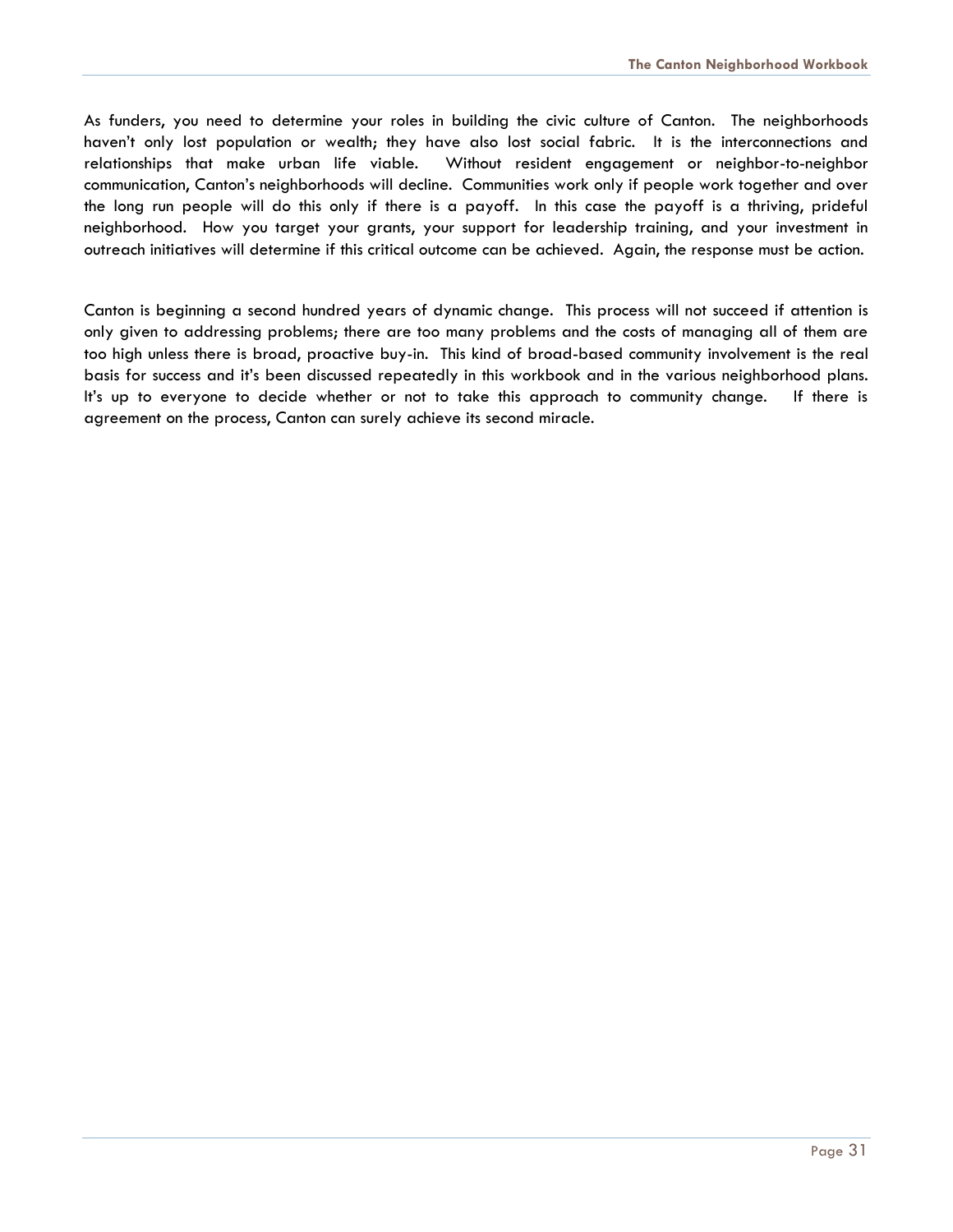As funders, you need to determine your roles in building the civic culture of Canton. The neighborhoods haven't only lost population or wealth; they have also lost social fabric. It is the interconnections and relationships that make urban life viable. Without resident engagement or neighbor-to-neighbor communication, Canton's neighborhoods will decline. Communities work only if people work together and over the long run people will do this only if there is a payoff. In this case the payoff is a thriving, prideful neighborhood. How you target your grants, your support for leadership training, and your investment in outreach initiatives will determine if this critical outcome can be achieved. Again, the response must be action.

Canton is beginning a second hundred years of dynamic change. This process will not succeed if attention is only given to addressing problems; there are too many problems and the costs of managing all of them are too high unless there is broad, proactive buy-in. This kind of broad-based community involvement is the real basis for success and it's been discussed repeatedly in this workbook and in the various neighborhood plans. It's up to everyone to decide whether or not to take this approach to community change. If there is agreement on the process, Canton can surely achieve its second miracle.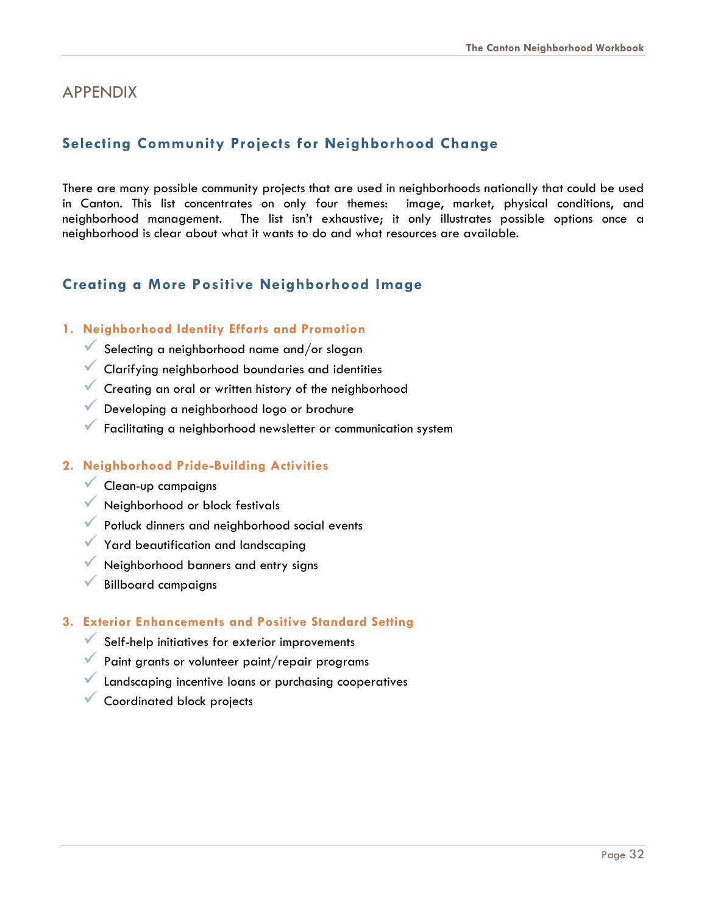# APPENDIX

## Selecting Community Projects for Neighborhood Change

There are many possible community projects that are used in neighborhoods nationally that could be used in Canton. This list concentrates on only four themes: image, market, physical conditions, and neighborhood management. The list isn't exhaustive; it only illustrates possible options once a neighborhood is clear about what it wants to do and what resources are available.

## Creating a More Positive Neighborhood Image

### 1. Neighborhood Identity Efforts and Promotion

- ✓ Selecting a neighborhood name and/or slogan
- ✓ Clarifying neighborhood boundaries and identities
- ✓ Creating an oral or written history of the neighborhood
- ✓ Developing a neighborhood logo or brochure
- ✓ Facilitating a neighborhood newsletter or communication system

### 2. Neighborhood Pride-Building Activities

- ✓ Clean-up campaigns
- ✓ Neighborhood or block festivals
- ✓ Potluck dinners and neighborhood social events
- ✓ Yard beautification and landscaping
- ✓ Neighborhood banners and entry signs
- ✓ Billboard campaigns

### 3. Exterior Enhancements and Positive Standard Setting

- ✓ Self-help initiatives for exterior improvements
- ✓ Paint grants or volunteer paint/repair programs
- ✓ Landscaping incentive loans or purchasing cooperatives
- ✓ Coordinated block projects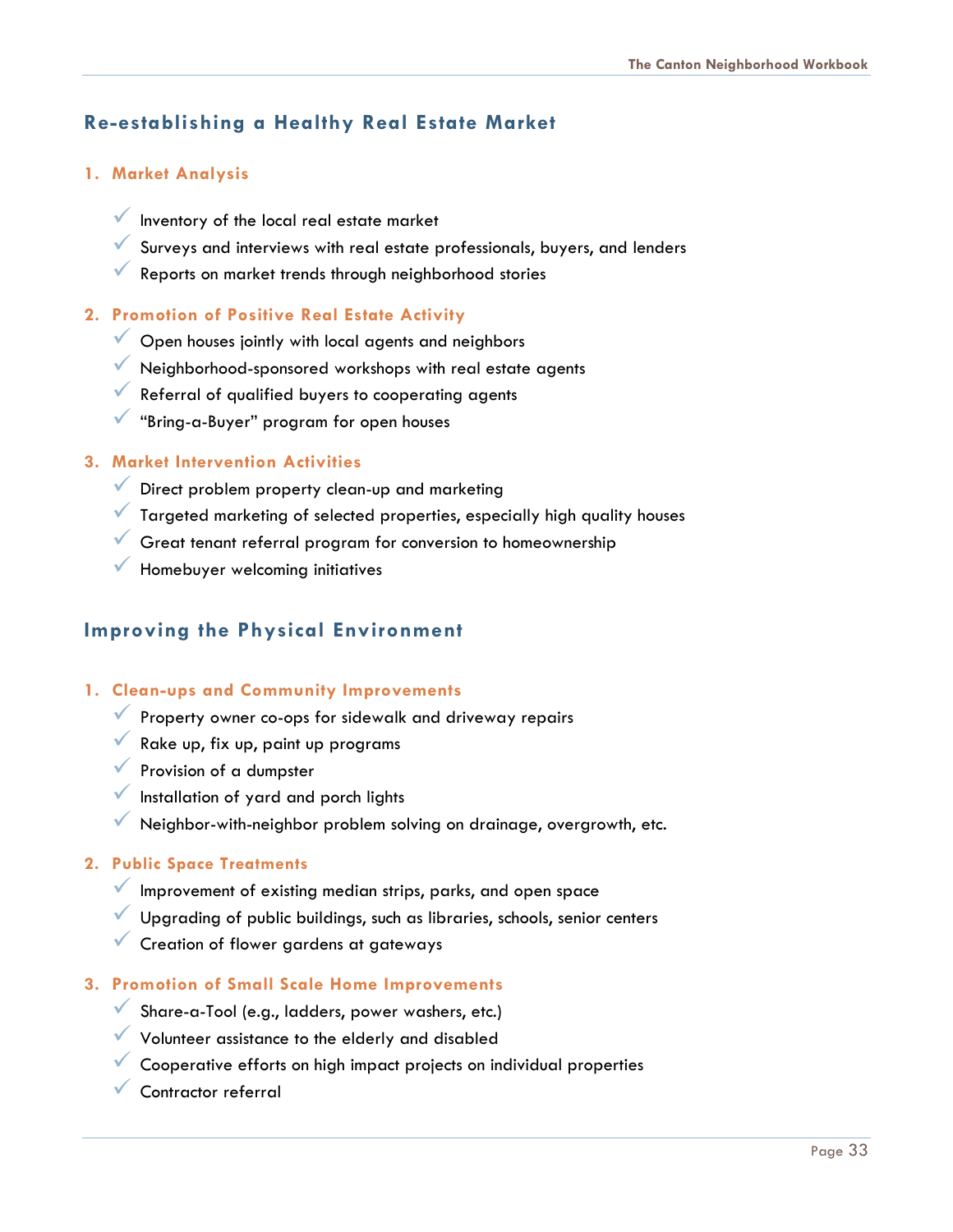## Re-establishing a Healthy Real Estate Market

### 1. Market Analysis

- ✓ Inventory of the local real estate market
- ✓ Surveys and interviews with real estate professionals, buyers, and lenders
- ✓ Reports on market trends through neighborhood stories

### 2. Promotion of Positive Real Estate Activity

- ✓ Open houses jointly with local agents and neighbors
- ✓ Neighborhood-sponsored workshops with real estate agents
- ✓ Referral of qualified buyers to cooperating agents
- ✓ "Bring-a-Buyer" program for open houses

### 3. Market Intervention Activities

- ✓ Direct problem property clean-up and marketing
- ✓ Targeted marketing of selected properties, especially high quality houses
- ✓ Great tenant referral program for conversion to homeownership
- ✓ Homebuyer welcoming initiatives

## Improving the Physical Environment

### 1. Clean-ups and Community Improvements

- ✓ Property owner co-ops for sidewalk and driveway repairs
- ✓ Rake up, fix up, paint up programs
- ✓ Provision of a dumpster
- ✓ Installation of yard and porch lights
- ✓ Neighbor-with-neighbor problem solving on drainage, overgrowth, etc.

### 2. Public Space Treatments

- ✓ Improvement of existing median strips, parks, and open space
- ✓ Upgrading of public buildings, such as libraries, schools, senior centers
- ✓ Creation of flower gardens at gateways

### 3. Promotion of Small Scale Home Improvements

- ✓ Share-a-Tool (e.g., ladders, power washers, etc.)
- ✓ Volunteer assistance to the elderly and disabled
- ✓ Cooperative efforts on high impact projects on individual properties
- ✓ Contractor referral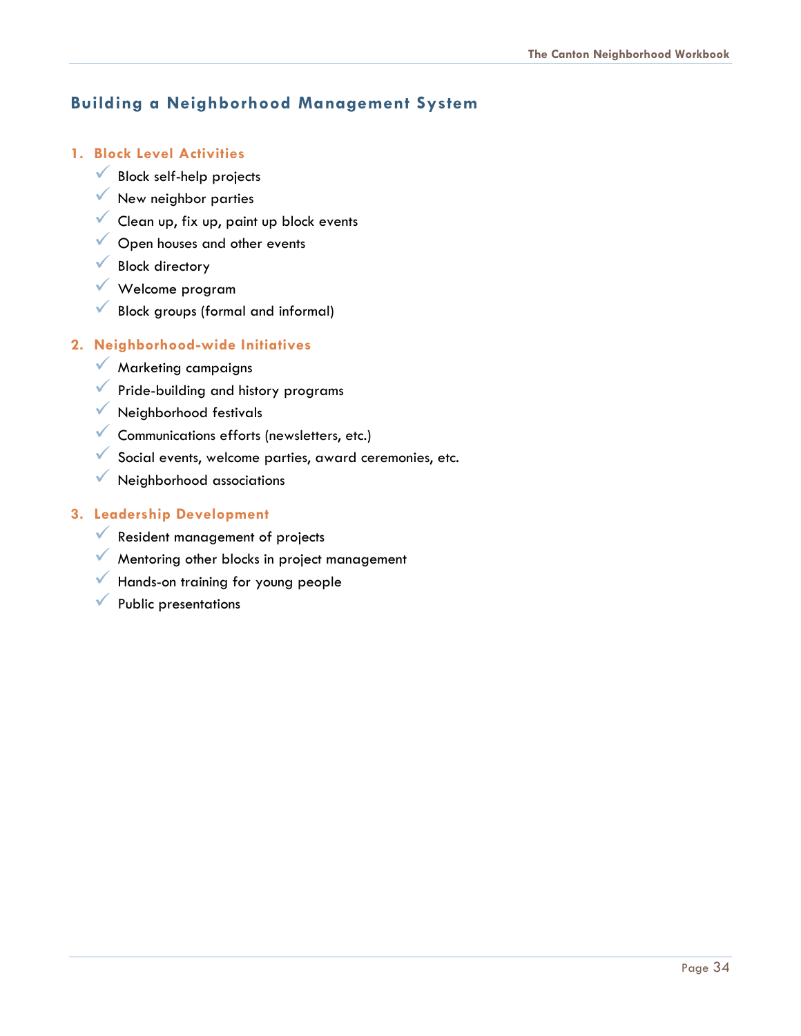## Building a Neighborhood Management System

### 1. Block Level Activities

- ✓ Block self-help projects
- ✓ New neighbor parties
- ✓ Clean up, fix up, paint up block events
- ✓ Open houses and other events
- ✓ Block directory
- ✓ Welcome program
- ✓ Block groups (formal and informal)

### 2. Neighborhood-wide Initiatives

- ✓ Marketing campaigns
- ✓ Pride-building and history programs
- ✓ Neighborhood festivals
- ✓ Communications efforts (newsletters, etc.)
- ✓ Social events, welcome parties, award ceremonies, etc.
- ✓ Neighborhood associations

### 3. Leadership Development

- ✓ Resident management of projects
- ✓ Mentoring other blocks in project management
- ✓ Hands-on training for young people
- ✓ Public presentations